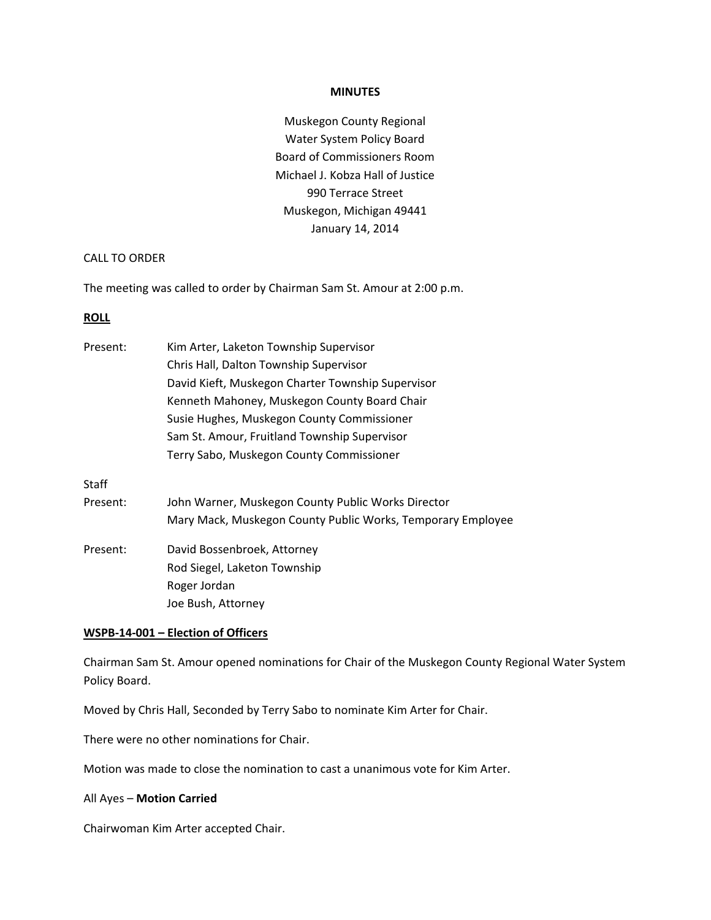**MINUTES**

Muskegon County Regional
Water System Policy Board
Board of Commissioners Room
Michael J. Kobza Hall of Justice
990 Terrace Street
Muskegon, Michigan 49441
January 14, 2014

CALL TO ORDER

The meeting was called to order by Chairman Sam St. Amour at 2:00 p.m.

**ROLL**

| | |
|---|---|
| Present: | Kim Arter, Laketon Township Supervisor |
| | Chris Hall, Dalton Township Supervisor |
| | David Kieft, Muskegon Charter Township Supervisor |
| | Kenneth Mahoney, Muskegon County Board Chair |
| | Susie Hughes, Muskegon County Commissioner |
| | Sam St. Amour, Fruitland Township Supervisor |
| | Terry Sabo, Muskegon County Commissioner |
| Staff | |
| Present: | John Warner, Muskegon County Public Works Director |
| | Mary Mack, Muskegon County Public Works, Temporary Employee |
| Present: | David Bossenbroek, Attorney |
| | Rod Siegel, Laketon Township |
| | Roger Jordan |
| | Joe Bush, Attorney |

**WSPB-14-001 – Election of Officers**

Chairman Sam St. Amour opened nominations for Chair of the Muskegon County Regional Water System Policy Board.

Moved by Chris Hall, Seconded by Terry Sabo to nominate Kim Arter for Chair.

There were no other nominations for Chair.

Motion was made to close the nomination to cast a unanimous vote for Kim Arter.

All Ayes – **Motion Carried**

Chairwoman Kim Arter accepted Chair.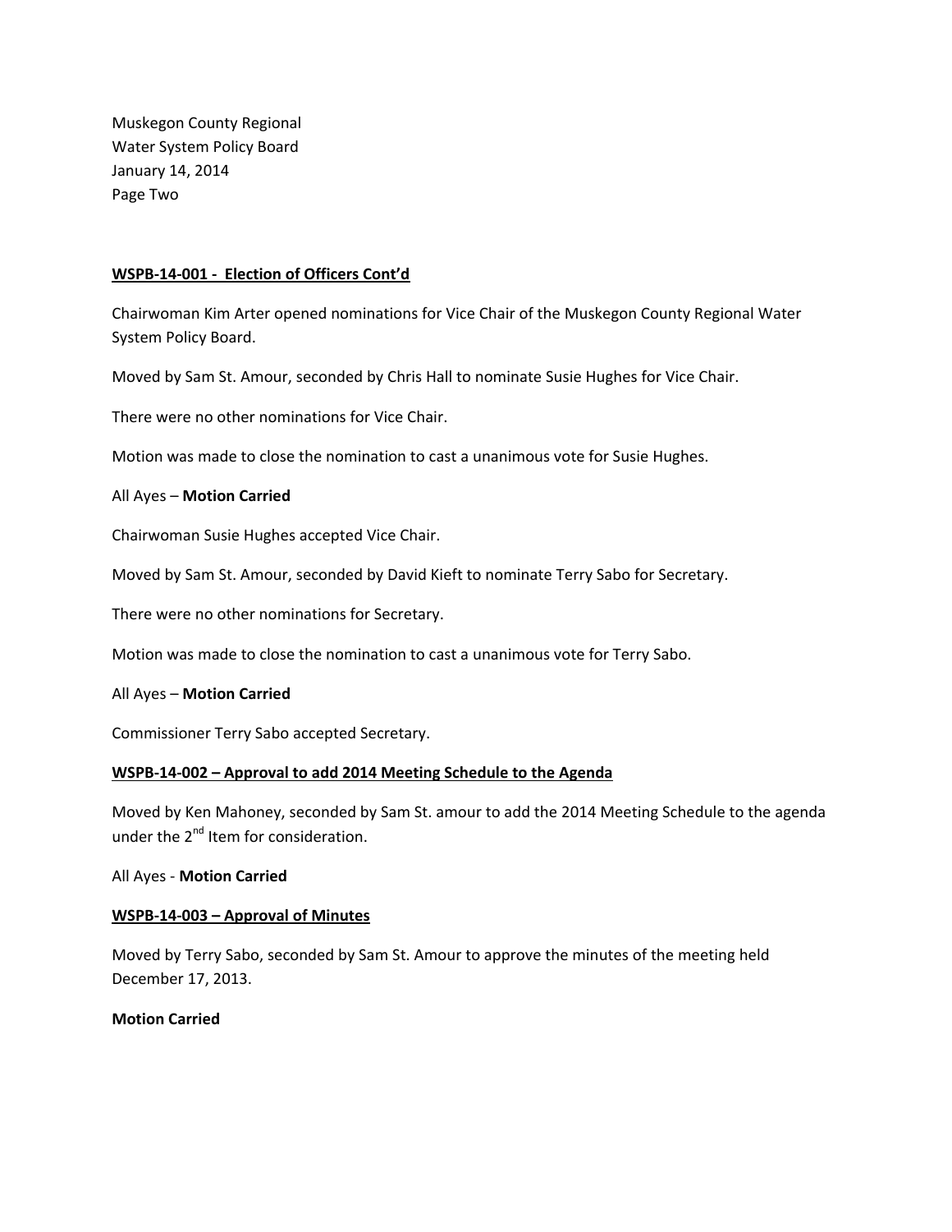Muskegon County Regional
Water System Policy Board
January 14, 2014
Page Two

**WSPB-14-001 - Election of Officers Cont'd**

Chairwoman Kim Arter opened nominations for Vice Chair of the Muskegon County Regional Water System Policy Board.

Moved by Sam St. Amour, seconded by Chris Hall to nominate Susie Hughes for Vice Chair.

There were no other nominations for Vice Chair.

Motion was made to close the nomination to cast a unanimous vote for Susie Hughes.

All Ayes – **Motion Carried**

Chairwoman Susie Hughes accepted Vice Chair.

Moved by Sam St. Amour, seconded by David Kieft to nominate Terry Sabo for Secretary.

There were no other nominations for Secretary.

Motion was made to close the nomination to cast a unanimous vote for Terry Sabo.

All Ayes – **Motion Carried**

Commissioner Terry Sabo accepted Secretary.

**WSPB-14-002 – Approval to add 2014 Meeting Schedule to the Agenda**

Moved by Ken Mahoney, seconded by Sam St. amour to add the 2014 Meeting Schedule to the agenda under the 2nd Item for consideration.

All Ayes - **Motion Carried**

**WSPB-14-003 – Approval of Minutes**

Moved by Terry Sabo, seconded by Sam St. Amour to approve the minutes of the meeting held December 17, 2013.

**Motion Carried**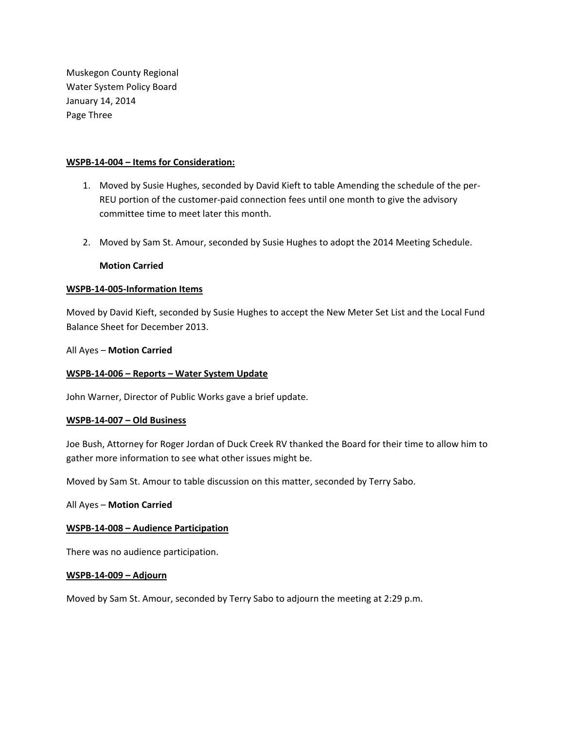Muskegon County Regional
Water System Policy Board
January 14, 2014
Page Three

**WSPB-14-004 – Items for Consideration:**

1. Moved by Susie Hughes, seconded by David Kieft to table Amending the schedule of the per-REU portion of the customer-paid connection fees until one month to give the advisory committee time to meet later this month.

2. Moved by Sam St. Amour, seconded by Susie Hughes to adopt the 2014 Meeting Schedule.

   **Motion Carried**

**WSPB-14-005-Information Items**

Moved by David Kieft, seconded by Susie Hughes to accept the New Meter Set List and the Local Fund Balance Sheet for December 2013.

All Ayes – **Motion Carried**

**WSPB-14-006 – Reports – Water System Update**

John Warner, Director of Public Works gave a brief update.

**WSPB-14-007 – Old Business**

Joe Bush, Attorney for Roger Jordan of Duck Creek RV thanked the Board for their time to allow him to gather more information to see what other issues might be.

Moved by Sam St. Amour to table discussion on this matter, seconded by Terry Sabo.

All Ayes – **Motion Carried**

**WSPB-14-008 – Audience Participation**

There was no audience participation.

**WSPB-14-009 – Adjourn**

Moved by Sam St. Amour, seconded by Terry Sabo to adjourn the meeting at 2:29 p.m.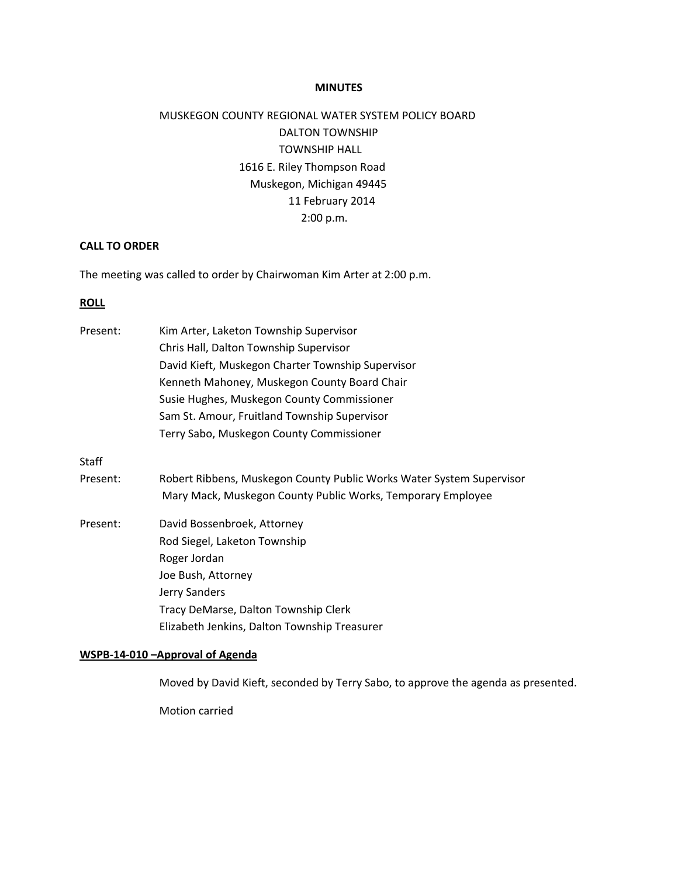**MINUTES**

MUSKEGON COUNTY REGIONAL WATER SYSTEM POLICY BOARD
DALTON TOWNSHIP
TOWNSHIP HALL
1616 E. Riley Thompson Road
Muskegon, Michigan 49445
11 February 2014
2:00 p.m.

**CALL TO ORDER**

The meeting was called to order by Chairwoman Kim Arter at 2:00 p.m.

**ROLL**

Present: Kim Arter, Laketon Township Supervisor
Chris Hall, Dalton Township Supervisor
David Kieft, Muskegon Charter Township Supervisor
Kenneth Mahoney, Muskegon County Board Chair
Susie Hughes, Muskegon County Commissioner
Sam St. Amour, Fruitland Township Supervisor
Terry Sabo, Muskegon County Commissioner

Staff
Present: Robert Ribbens, Muskegon County Public Works Water System Supervisor
Mary Mack, Muskegon County Public Works, Temporary Employee

Present: David Bossenbroek, Attorney
Rod Siegel, Laketon Township
Roger Jordan
Joe Bush, Attorney
Jerry Sanders
Tracy DeMarse, Dalton Township Clerk
Elizabeth Jenkins, Dalton Township Treasurer

**WSPB-14-010 –Approval of Agenda**

Moved by David Kieft, seconded by Terry Sabo, to approve the agenda as presented.

Motion carried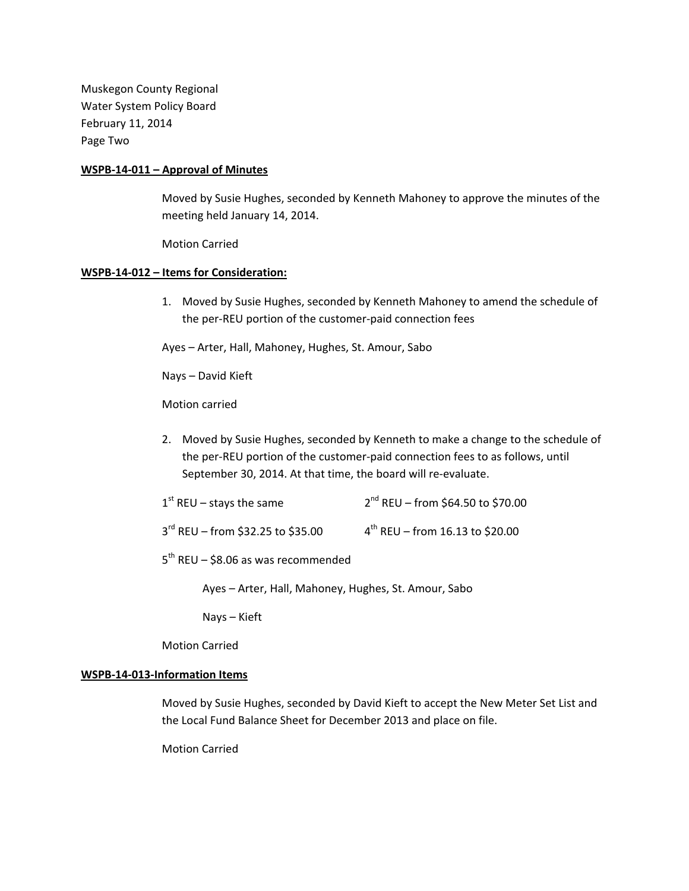Muskegon County Regional
Water System Policy Board
February 11, 2014
Page Two

**WSPB-14-011 – Approval of Minutes**

Moved by Susie Hughes, seconded by Kenneth Mahoney to approve the minutes of the meeting held January 14, 2014.

Motion Carried

**WSPB-14-012 – Items for Consideration:**

1. Moved by Susie Hughes, seconded by Kenneth Mahoney to amend the schedule of the per-REU portion of the customer-paid connection fees

Ayes – Arter, Hall, Mahoney, Hughes, St. Amour, Sabo

Nays – David Kieft

Motion carried

2. Moved by Susie Hughes, seconded by Kenneth to make a change to the schedule of the per-REU portion of the customer-paid connection fees to as follows, until September 30, 2014. At that time, the board will re-evaluate.

1st REU – stays the same

2nd REU – from $64.50 to $70.00

3rd REU – from $32.25 to $35.00

4th REU – from 16.13 to $20.00

5th REU – $8.06 as was recommended

Ayes – Arter, Hall, Mahoney, Hughes, St. Amour, Sabo

Nays – Kieft

Motion Carried

**WSPB-14-013-Information Items**

Moved by Susie Hughes, seconded by David Kieft to accept the New Meter Set List and the Local Fund Balance Sheet for December 2013 and place on file.

Motion Carried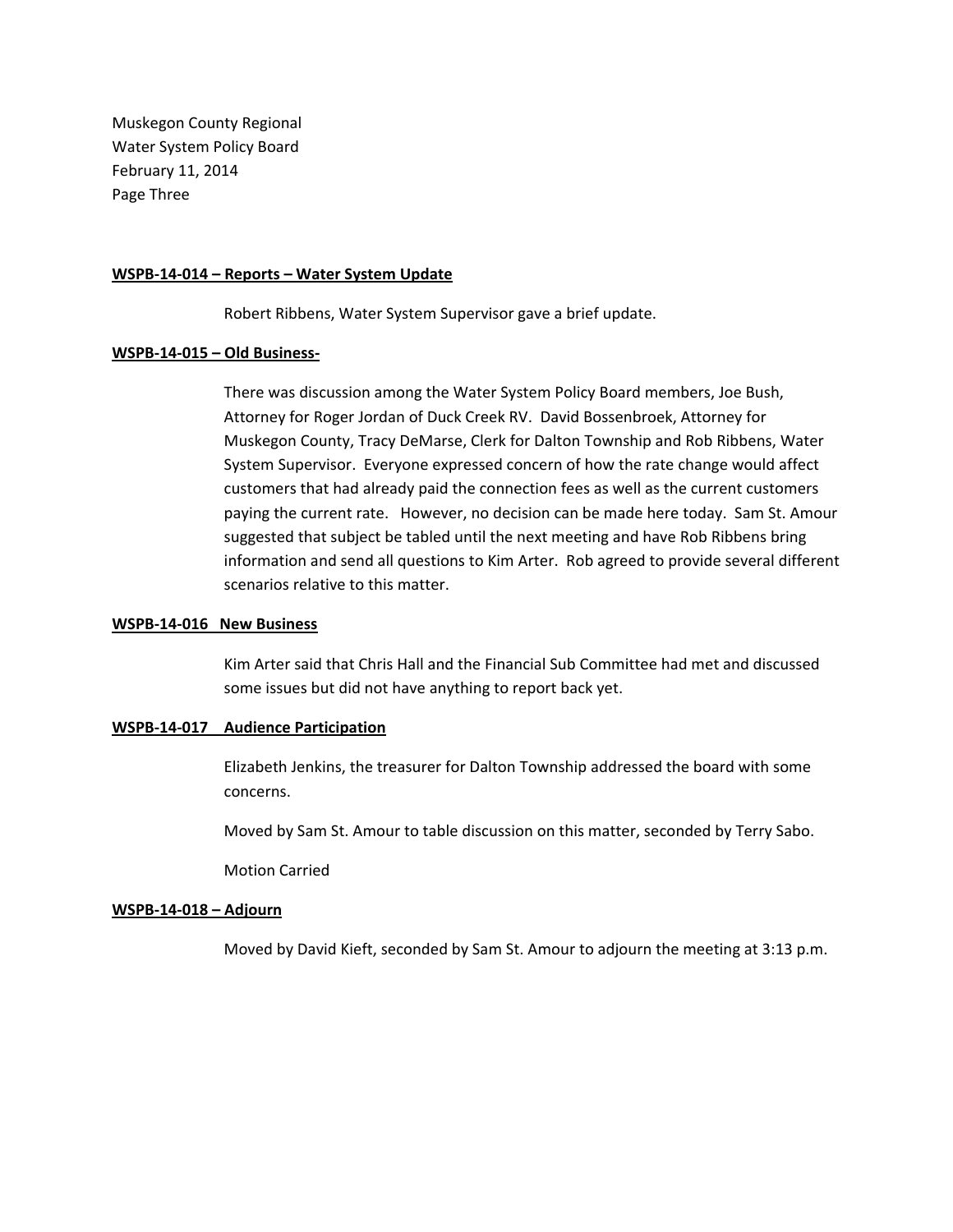Muskegon County Regional
Water System Policy Board
February 11, 2014
Page Three

**WSPB-14-014 – Reports – Water System Update**

Robert Ribbens, Water System Supervisor gave a brief update.

**WSPB-14-015 – Old Business-**

There was discussion among the Water System Policy Board members, Joe Bush, Attorney for Roger Jordan of Duck Creek RV. David Bossenbroek, Attorney for Muskegon County, Tracy DeMarse, Clerk for Dalton Township and Rob Ribbens, Water System Supervisor. Everyone expressed concern of how the rate change would affect customers that had already paid the connection fees as well as the current customers paying the current rate. However, no decision can be made here today. Sam St. Amour suggested that subject be tabled until the next meeting and have Rob Ribbens bring information and send all questions to Kim Arter. Rob agreed to provide several different scenarios relative to this matter.

**WSPB-14-016 New Business**

Kim Arter said that Chris Hall and the Financial Sub Committee had met and discussed some issues but did not have anything to report back yet.

**WSPB-14-017 Audience Participation**

Elizabeth Jenkins, the treasurer for Dalton Township addressed the board with some concerns.

Moved by Sam St. Amour to table discussion on this matter, seconded by Terry Sabo.

Motion Carried

**WSPB-14-018 – Adjourn**

Moved by David Kieft, seconded by Sam St. Amour to adjourn the meeting at 3:13 p.m.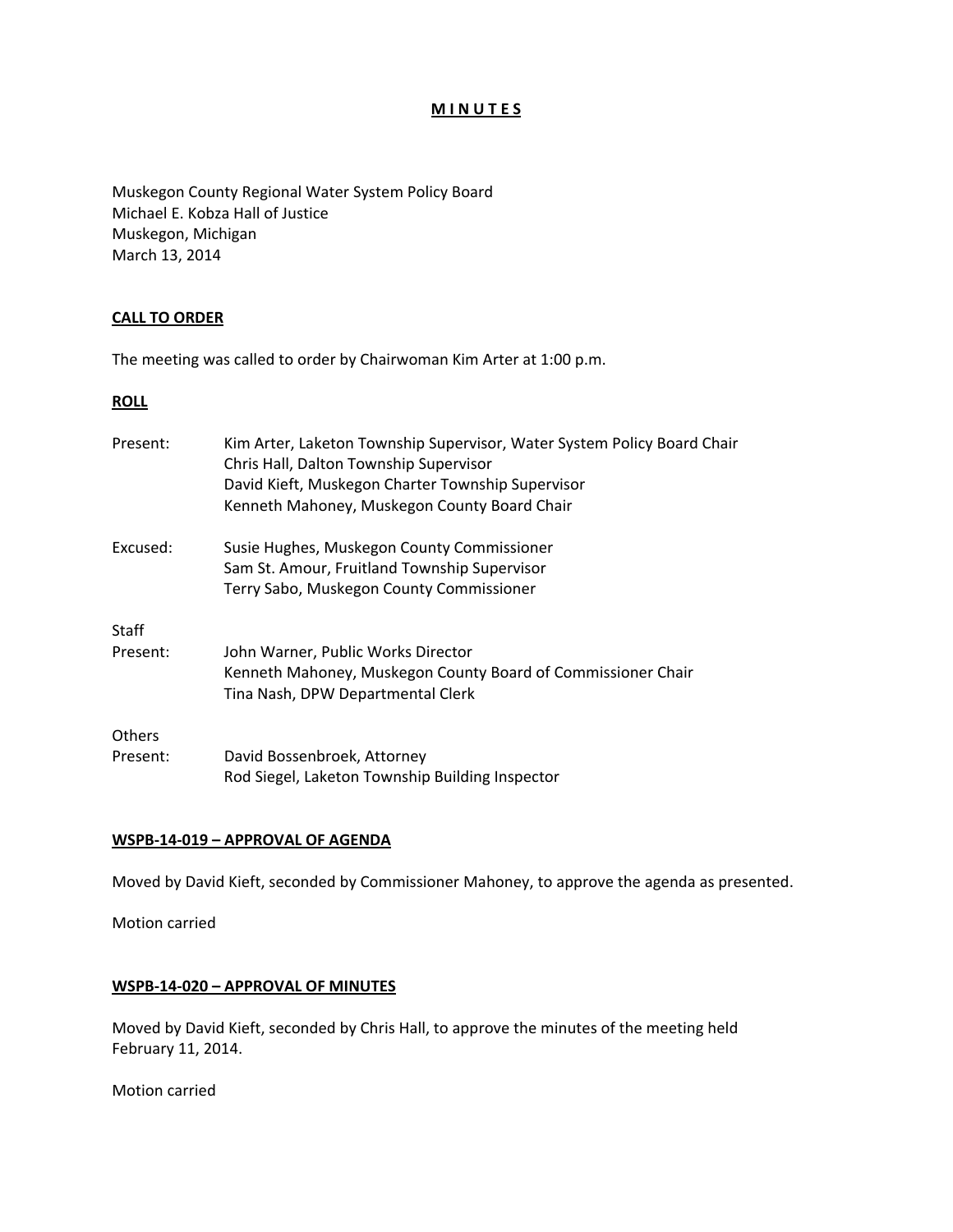# **M I N U T E S**

Muskegon County Regional Water System Policy Board
Michael E. Kobza Hall of Justice
Muskegon, Michigan
March 13, 2014

## **CALL TO ORDER**

The meeting was called to order by Chairwoman Kim Arter at 1:00 p.m.

## **ROLL**

| | |
|---|---|
| Present: | Kim Arter, Laketon Township Supervisor, Water System Policy Board Chair<br>Chris Hall, Dalton Township Supervisor<br>David Kieft, Muskegon Charter Township Supervisor<br>Kenneth Mahoney, Muskegon County Board Chair |
| Excused: | Susie Hughes, Muskegon County Commissioner<br>Sam St. Amour, Fruitland Township Supervisor<br>Terry Sabo, Muskegon County Commissioner |
| Staff Present: | John Warner, Public Works Director<br>Kenneth Mahoney, Muskegon County Board of Commissioner Chair<br>Tina Nash, DPW Departmental Clerk |
| Others Present: | David Bossenbroek, Attorney<br>Rod Siegel, Laketon Township Building Inspector |

## **WSPB-14-019 – APPROVAL OF AGENDA**

Moved by David Kieft, seconded by Commissioner Mahoney, to approve the agenda as presented.

Motion carried

## **WSPB-14-020 – APPROVAL OF MINUTES**

Moved by David Kieft, seconded by Chris Hall, to approve the minutes of the meeting held February 11, 2014.

Motion carried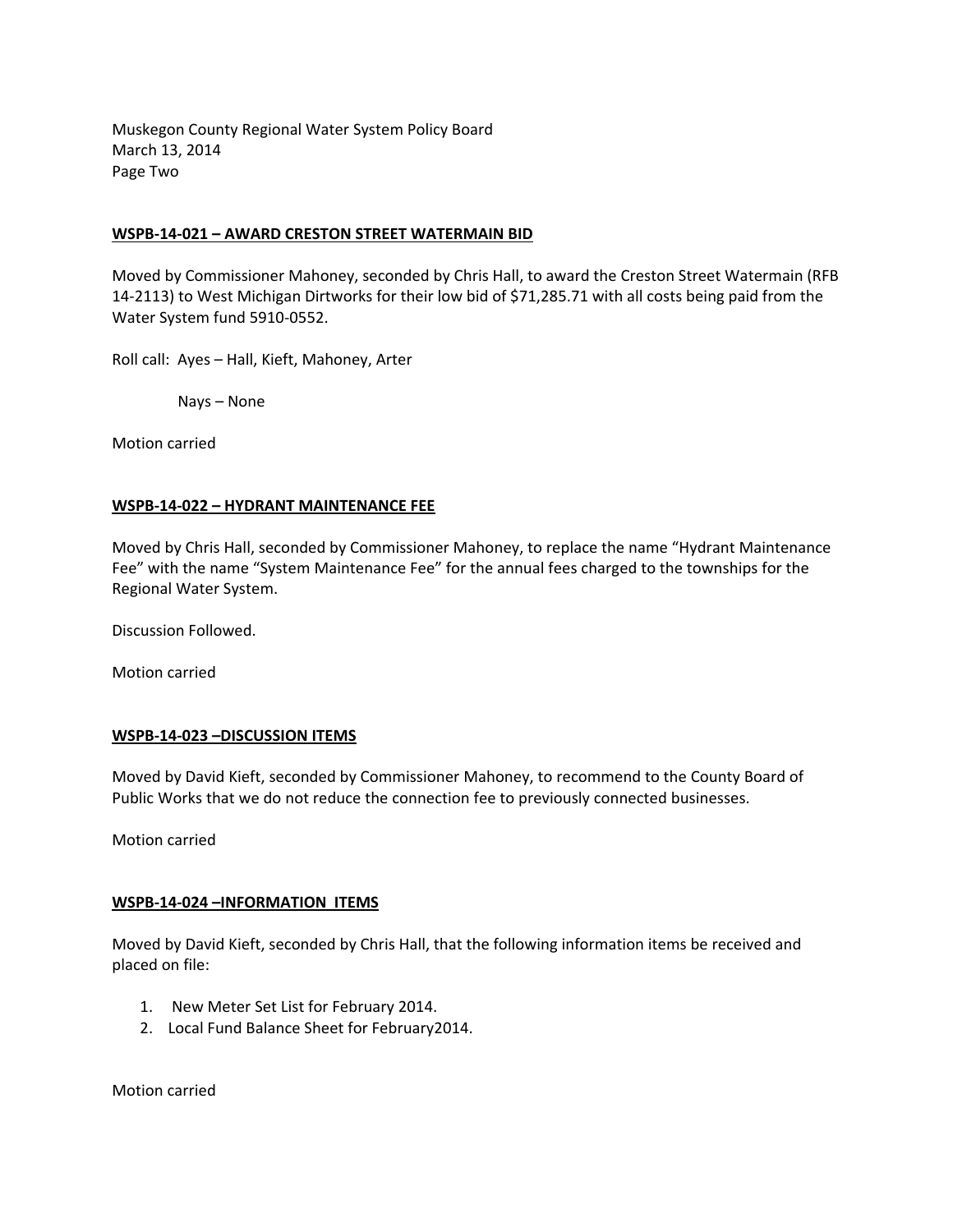**WSPB-14-021 – AWARD CRESTON STREET WATERMAIN BID**

Moved by Commissioner Mahoney, seconded by Chris Hall, to award the Creston Street Watermain (RFB 14-2113) to West Michigan Dirtworks for their low bid of $71,285.71 with all costs being paid from the Water System fund 5910-0552.

Roll call: Ayes – Hall, Kieft, Mahoney, Arter

Nays – None

Motion carried

**WSPB-14-022 – HYDRANT MAINTENANCE FEE**

Moved by Chris Hall, seconded by Commissioner Mahoney, to replace the name "Hydrant Maintenance Fee" with the name "System Maintenance Fee" for the annual fees charged to the townships for the Regional Water System.

Discussion Followed.

Motion carried

**WSPB-14-023 –DISCUSSION ITEMS**

Moved by David Kieft, seconded by Commissioner Mahoney, to recommend to the County Board of Public Works that we do not reduce the connection fee to previously connected businesses.

Motion carried

**WSPB-14-024 –INFORMATION ITEMS**

Moved by David Kieft, seconded by Chris Hall, that the following information items be received and placed on file:

1. New Meter Set List for February 2014.
2. Local Fund Balance Sheet for February2014.

Motion carried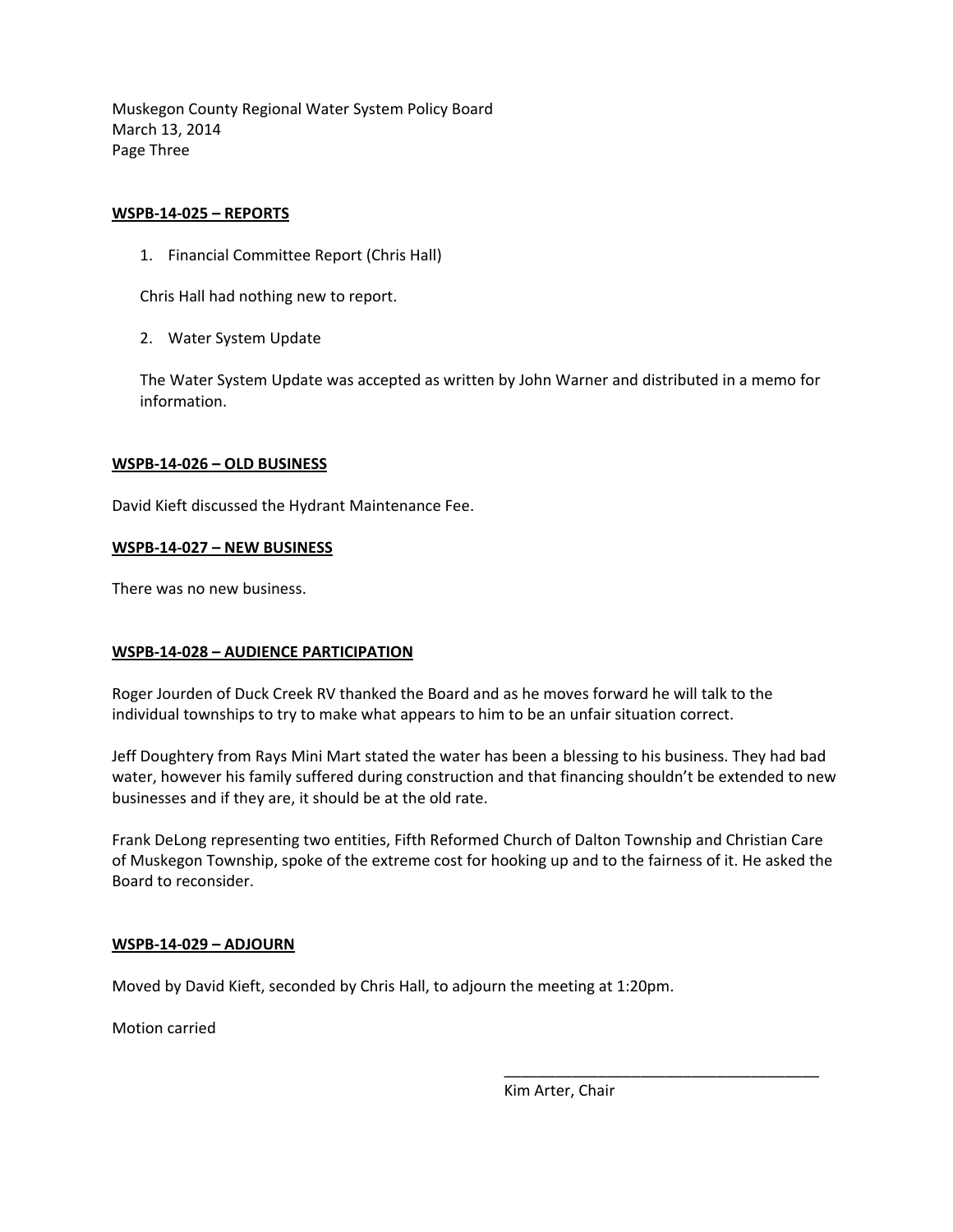Muskegon County Regional Water System Policy Board
March 13, 2014
Page Three

**WSPB-14-025 – REPORTS**

1. Financial Committee Report (Chris Hall)

   Chris Hall had nothing new to report.

2. Water System Update

   The Water System Update was accepted as written by John Warner and distributed in a memo for information.

**WSPB-14-026 – OLD BUSINESS**

David Kieft discussed the Hydrant Maintenance Fee.

**WSPB-14-027 – NEW BUSINESS**

There was no new business.

**WSPB-14-028 – AUDIENCE PARTICIPATION**

Roger Jourden of Duck Creek RV thanked the Board and as he moves forward he will talk to the individual townships to try to make what appears to him to be an unfair situation correct.

Jeff Doughtery from Rays Mini Mart stated the water has been a blessing to his business. They had bad water, however his family suffered during construction and that financing shouldn't be extended to new businesses and if they are, it should be at the old rate.

Frank DeLong representing two entities, Fifth Reformed Church of Dalton Township and Christian Care of Muskegon Township, spoke of the extreme cost for hooking up and to the fairness of it. He asked the Board to reconsider.

**WSPB-14-029 – ADJOURN**

Moved by David Kieft, seconded by Chris Hall, to adjourn the meeting at 1:20pm.

Motion carried

_______________________________________

Kim Arter, Chair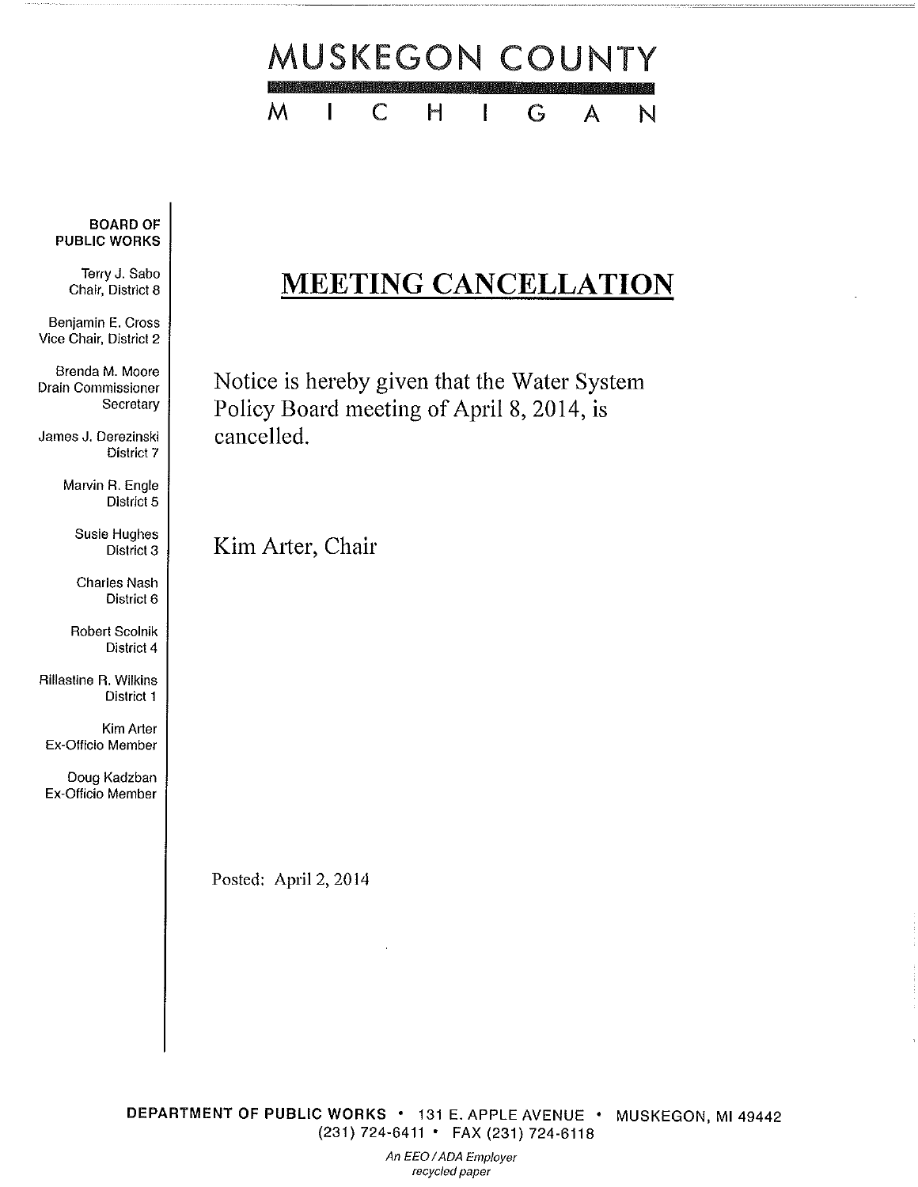# MUSKEGON COUNTY

M I C H I G A N

**BOARD OF PUBLIC WORKS**

Terry J. Sabo
Chair, District 8

Benjamin E. Cross
Vice Chair, District 2

Brenda M. Moore
Drain Commissioner
Secretary

James J. Derezinski
District 7

Marvin R. Engle
District 5

Susie Hughes
District 3

Charles Nash
District 6

Robert Scolnik
District 4

Rillastine R. Wilkins
District 1

Kim Arter
Ex-Officio Member

Doug Kadzban
Ex-Officio Member

## MEETING CANCELLATION

Notice is hereby given that the Water System Policy Board meeting of April 8, 2014, is cancelled.

Kim Arter, Chair

Posted: April 2, 2014

**DEPARTMENT OF PUBLIC WORKS** • 131 E. APPLE AVENUE • MUSKEGON, MI 49442
(231) 724-6411 • FAX (231) 724-6118

*An EEO / ADA Employer*
*recycled paper*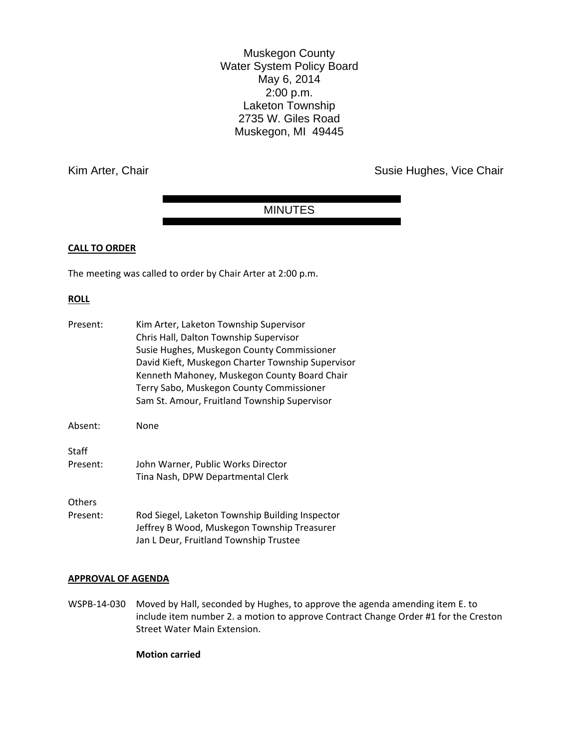Muskegon County
Water System Policy Board
May 6, 2014
2:00 p.m.
Laketon Township
2735 W. Giles Road
Muskegon, MI 49445

Kim Arter, Chair

Susie Hughes, Vice Chair

## MINUTES

**CALL TO ORDER**

The meeting was called to order by Chair Arter at 2:00 p.m.

**ROLL**

Present:
Kim Arter, Laketon Township Supervisor
Chris Hall, Dalton Township Supervisor
Susie Hughes, Muskegon County Commissioner
David Kieft, Muskegon Charter Township Supervisor
Kenneth Mahoney, Muskegon County Board Chair
Terry Sabo, Muskegon County Commissioner
Sam St. Amour, Fruitland Township Supervisor

Absent: None

Staff Present:
John Warner, Public Works Director
Tina Nash, DPW Departmental Clerk

Others Present:
Rod Siegel, Laketon Township Building Inspector
Jeffrey B Wood, Muskegon Township Treasurer
Jan L Deur, Fruitland Township Trustee

**APPROVAL OF AGENDA**

WSPB-14-030 Moved by Hall, seconded by Hughes, to approve the agenda amending item E. to include item number 2. a motion to approve Contract Change Order #1 for the Creston Street Water Main Extension.

**Motion carried**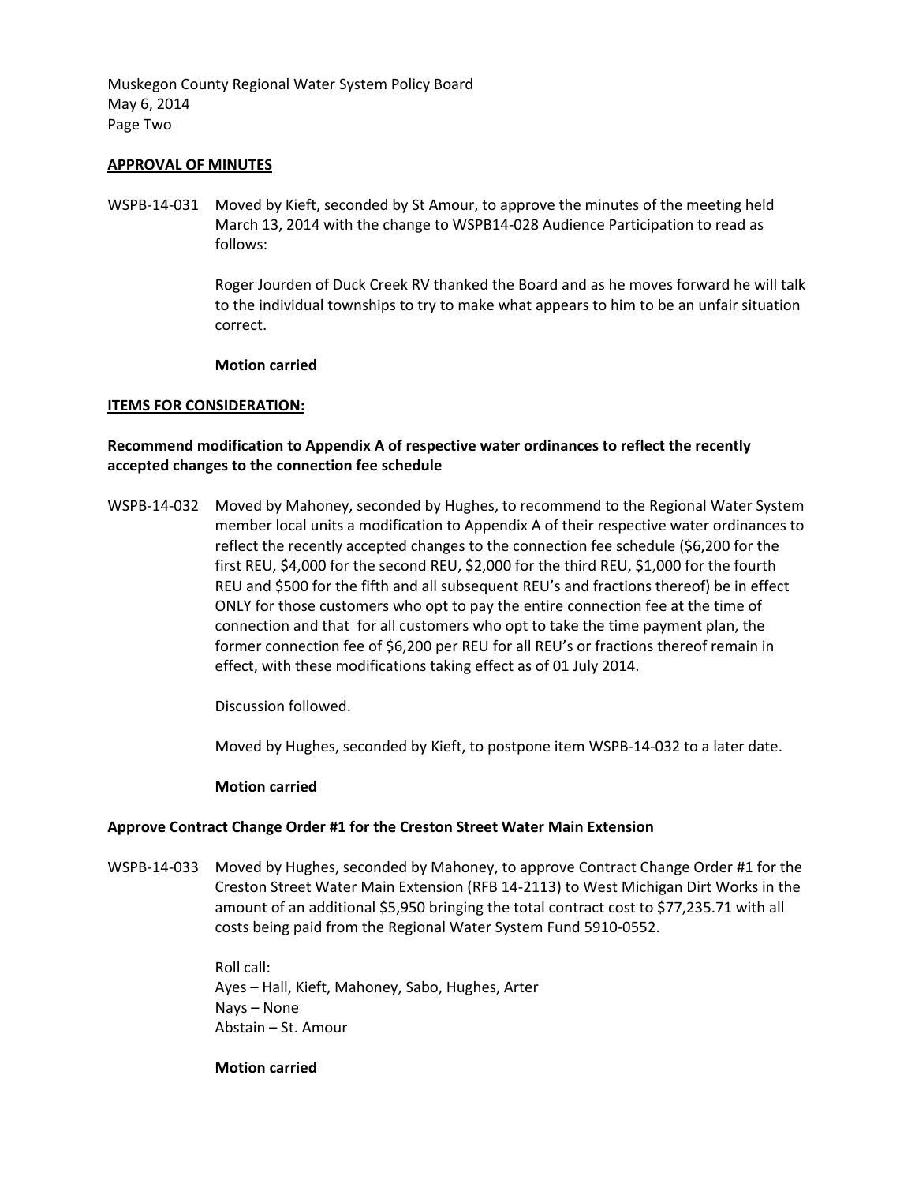Muskegon County Regional Water System Policy Board
May 6, 2014
Page Two

**APPROVAL OF MINUTES**

WSPB-14-031 Moved by Kieft, seconded by St Amour, to approve the minutes of the meeting held March 13, 2014 with the change to WSPB14-028 Audience Participation to read as follows:

Roger Jourden of Duck Creek RV thanked the Board and as he moves forward he will talk to the individual townships to try to make what appears to him to be an unfair situation correct.

**Motion carried**

**ITEMS FOR CONSIDERATION:**

**Recommend modification to Appendix A of respective water ordinances to reflect the recently accepted changes to the connection fee schedule**

WSPB-14-032 Moved by Mahoney, seconded by Hughes, to recommend to the Regional Water System member local units a modification to Appendix A of their respective water ordinances to reflect the recently accepted changes to the connection fee schedule ($6,200 for the first REU, $4,000 for the second REU, $2,000 for the third REU, $1,000 for the fourth REU and $500 for the fifth and all subsequent REU's and fractions thereof) be in effect ONLY for those customers who opt to pay the entire connection fee at the time of connection and that for all customers who opt to take the time payment plan, the former connection fee of $6,200 per REU for all REU's or fractions thereof remain in effect, with these modifications taking effect as of 01 July 2014.

Discussion followed.

Moved by Hughes, seconded by Kieft, to postpone item WSPB-14-032 to a later date.

**Motion carried**

**Approve Contract Change Order #1 for the Creston Street Water Main Extension**

WSPB-14-033 Moved by Hughes, seconded by Mahoney, to approve Contract Change Order #1 for the Creston Street Water Main Extension (RFB 14-2113) to West Michigan Dirt Works in the amount of an additional $5,950 bringing the total contract cost to $77,235.71 with all costs being paid from the Regional Water System Fund 5910-0552.

Roll call:
Ayes – Hall, Kieft, Mahoney, Sabo, Hughes, Arter
Nays – None
Abstain – St. Amour

**Motion carried**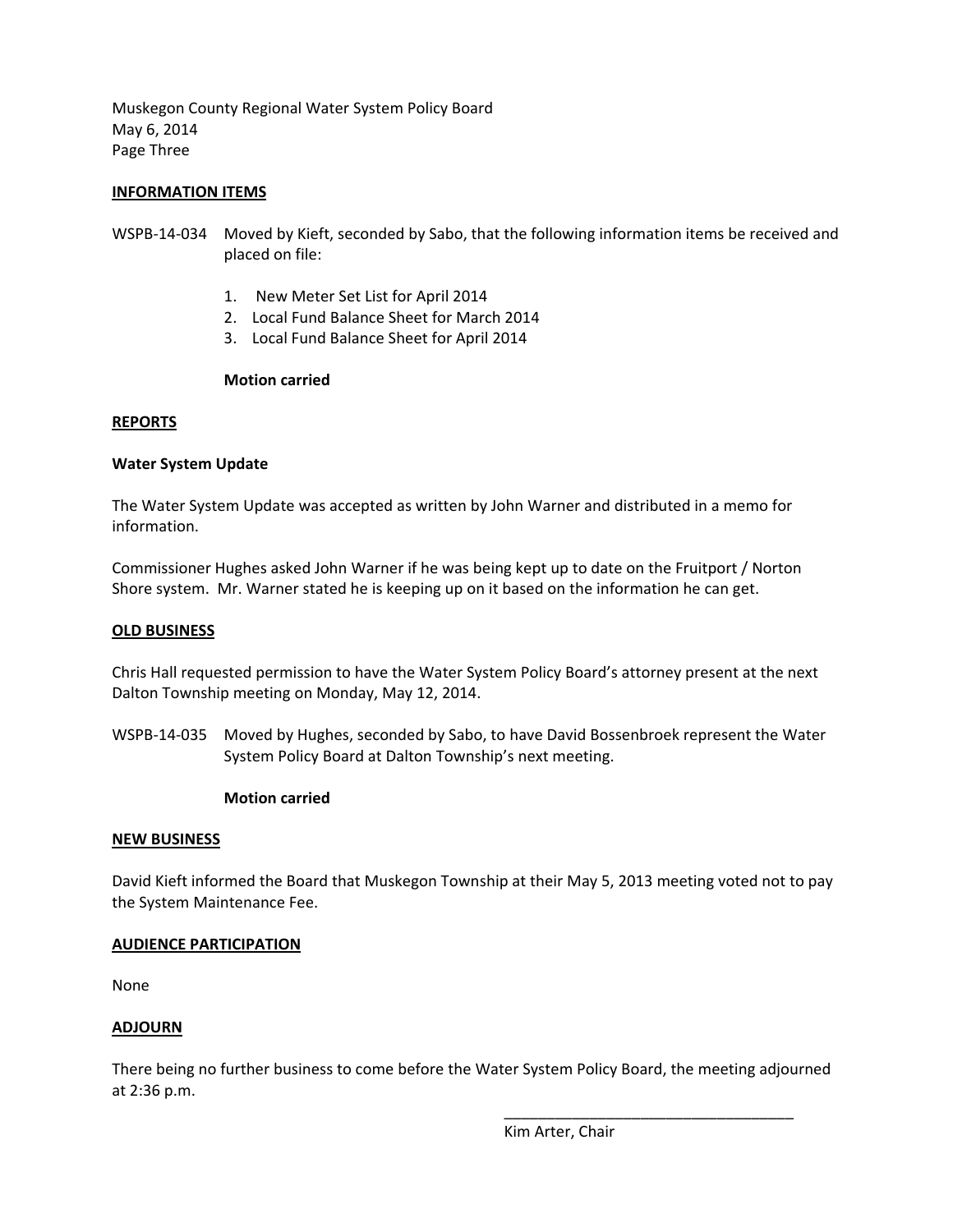Muskegon County Regional Water System Policy Board
May 6, 2014
Page Three

**INFORMATION ITEMS**

WSPB-14-034 Moved by Kieft, seconded by Sabo, that the following information items be received and placed on file:

1. New Meter Set List for April 2014
2. Local Fund Balance Sheet for March 2014
3. Local Fund Balance Sheet for April 2014

**Motion carried**

**REPORTS**

**Water System Update**

The Water System Update was accepted as written by John Warner and distributed in a memo for information.

Commissioner Hughes asked John Warner if he was being kept up to date on the Fruitport / Norton Shore system. Mr. Warner stated he is keeping up on it based on the information he can get.

**OLD BUSINESS**

Chris Hall requested permission to have the Water System Policy Board's attorney present at the next Dalton Township meeting on Monday, May 12, 2014.

WSPB-14-035 Moved by Hughes, seconded by Sabo, to have David Bossenbroek represent the Water System Policy Board at Dalton Township's next meeting.

**Motion carried**

**NEW BUSINESS**

David Kieft informed the Board that Muskegon Township at their May 5, 2013 meeting voted not to pay the System Maintenance Fee.

**AUDIENCE PARTICIPATION**

None

**ADJOURN**

There being no further business to come before the Water System Policy Board, the meeting adjourned at 2:36 p.m.

\_\_\_\_\_\_\_\_\_\_\_\_\_\_\_\_\_\_\_\_\_\_\_\_\_\_\_\_\_\_\_\_\_\_\_
Kim Arter, Chair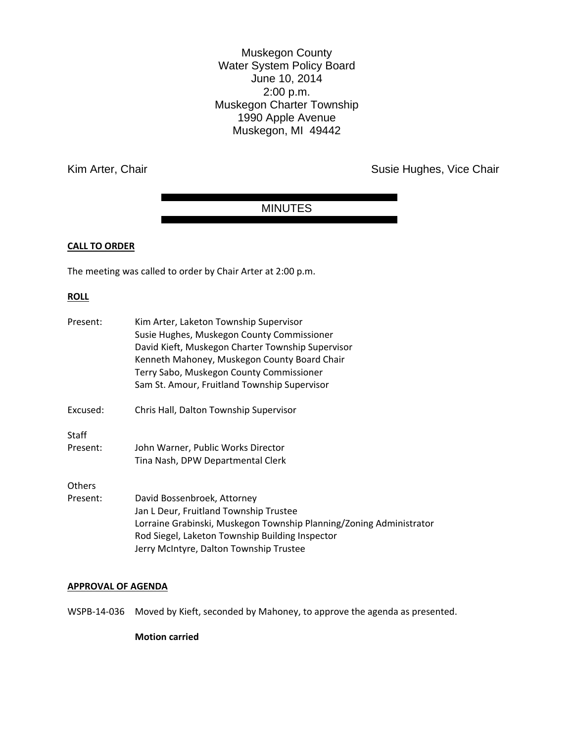Muskegon County
Water System Policy Board
June 10, 2014
2:00 p.m.
Muskegon Charter Township
1990 Apple Avenue
Muskegon, MI 49442

Kim Arter, Chair | Susie Hughes, Vice Chair

## MINUTES

**CALL TO ORDER**

The meeting was called to order by Chair Arter at 2:00 p.m.

**ROLL**

Present: Kim Arter, Laketon Township Supervisor
Susie Hughes, Muskegon County Commissioner
David Kieft, Muskegon Charter Township Supervisor
Kenneth Mahoney, Muskegon County Board Chair
Terry Sabo, Muskegon County Commissioner
Sam St. Amour, Fruitland Township Supervisor

Excused: Chris Hall, Dalton Township Supervisor

Staff Present: John Warner, Public Works Director
Tina Nash, DPW Departmental Clerk

Others Present: David Bossenbroek, Attorney
Jan L Deur, Fruitland Township Trustee
Lorraine Grabinski, Muskegon Township Planning/Zoning Administrator
Rod Siegel, Laketon Township Building Inspector
Jerry McIntyre, Dalton Township Trustee

**APPROVAL OF AGENDA**

WSPB-14-036 Moved by Kieft, seconded by Mahoney, to approve the agenda as presented.

**Motion carried**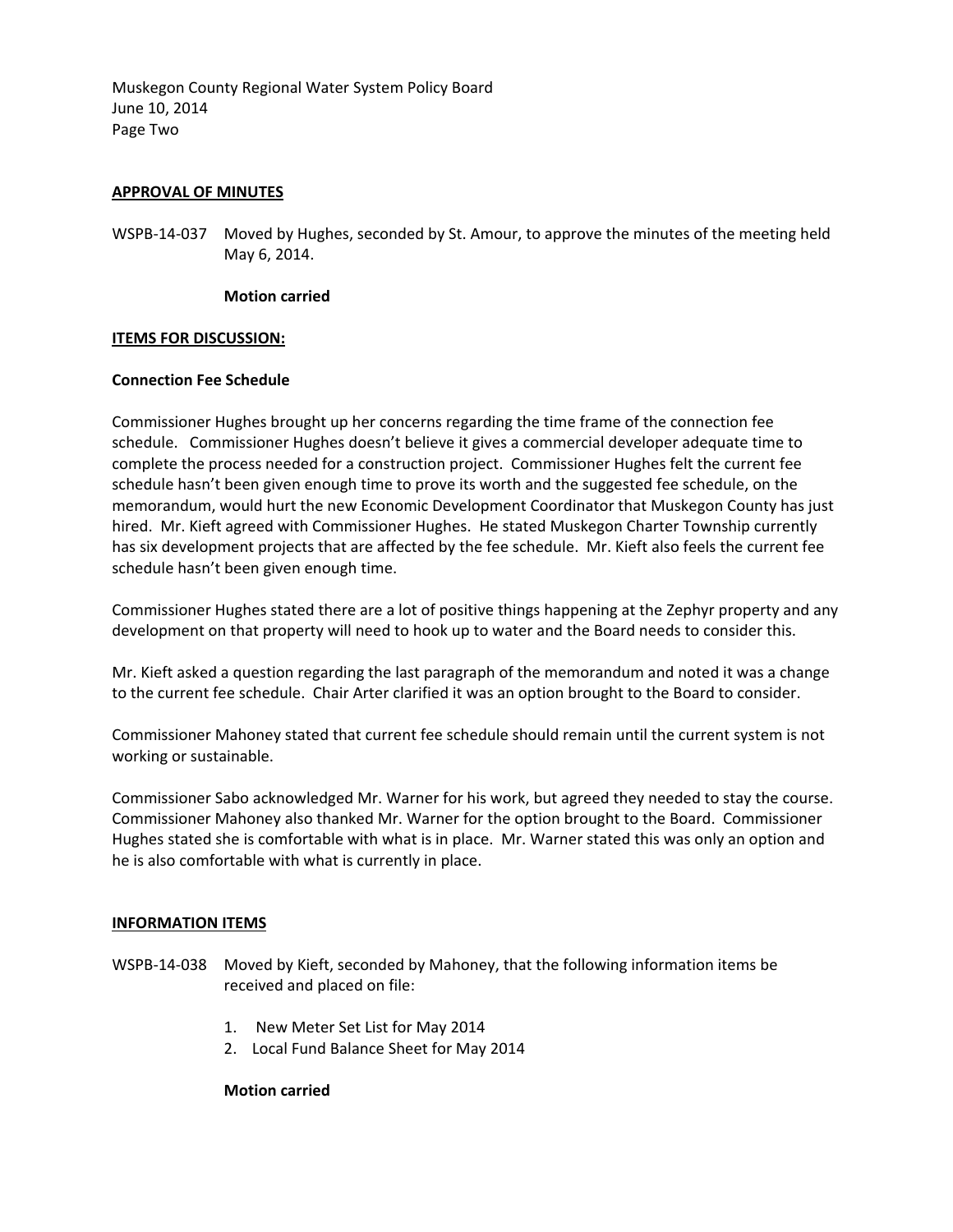**APPROVAL OF MINUTES**

WSPB-14-037 Moved by Hughes, seconded by St. Amour, to approve the minutes of the meeting held May 6, 2014.

**Motion carried**

**ITEMS FOR DISCUSSION:**

**Connection Fee Schedule**

Commissioner Hughes brought up her concerns regarding the time frame of the connection fee schedule. Commissioner Hughes doesn't believe it gives a commercial developer adequate time to complete the process needed for a construction project. Commissioner Hughes felt the current fee schedule hasn't been given enough time to prove its worth and the suggested fee schedule, on the memorandum, would hurt the new Economic Development Coordinator that Muskegon County has just hired. Mr. Kieft agreed with Commissioner Hughes. He stated Muskegon Charter Township currently has six development projects that are affected by the fee schedule. Mr. Kieft also feels the current fee schedule hasn't been given enough time.

Commissioner Hughes stated there are a lot of positive things happening at the Zephyr property and any development on that property will need to hook up to water and the Board needs to consider this.

Mr. Kieft asked a question regarding the last paragraph of the memorandum and noted it was a change to the current fee schedule. Chair Arter clarified it was an option brought to the Board to consider.

Commissioner Mahoney stated that current fee schedule should remain until the current system is not working or sustainable.

Commissioner Sabo acknowledged Mr. Warner for his work, but agreed they needed to stay the course. Commissioner Mahoney also thanked Mr. Warner for the option brought to the Board. Commissioner Hughes stated she is comfortable with what is in place. Mr. Warner stated this was only an option and he is also comfortable with what is currently in place.

**INFORMATION ITEMS**

WSPB-14-038 Moved by Kieft, seconded by Mahoney, that the following information items be received and placed on file:

1. New Meter Set List for May 2014
2. Local Fund Balance Sheet for May 2014

**Motion carried**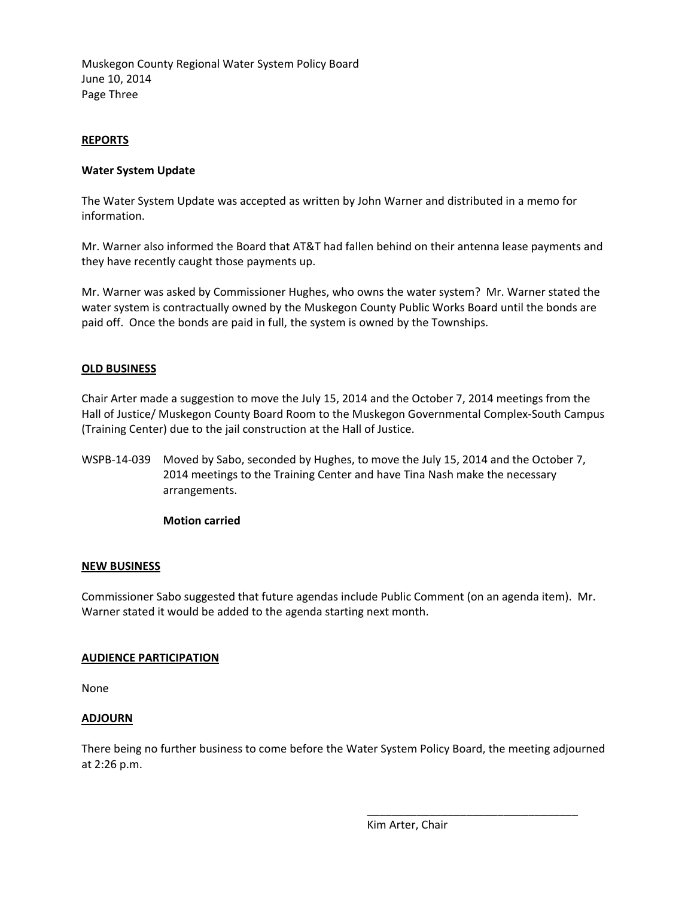## REPORTS

### Water System Update

The Water System Update was accepted as written by John Warner and distributed in a memo for information.

Mr. Warner also informed the Board that AT&T had fallen behind on their antenna lease payments and they have recently caught those payments up.

Mr. Warner was asked by Commissioner Hughes, who owns the water system? Mr. Warner stated the water system is contractually owned by the Muskegon County Public Works Board until the bonds are paid off. Once the bonds are paid in full, the system is owned by the Townships.

## OLD BUSINESS

Chair Arter made a suggestion to move the July 15, 2014 and the October 7, 2014 meetings from the Hall of Justice/ Muskegon County Board Room to the Muskegon Governmental Complex-South Campus (Training Center) due to the jail construction at the Hall of Justice.

WSPB-14-039 Moved by Sabo, seconded by Hughes, to move the July 15, 2014 and the October 7, 2014 meetings to the Training Center and have Tina Nash make the necessary arrangements.

**Motion carried**

## NEW BUSINESS

Commissioner Sabo suggested that future agendas include Public Comment (on an agenda item). Mr. Warner stated it would be added to the agenda starting next month.

## AUDIENCE PARTICIPATION

None

## ADJOURN

There being no further business to come before the Water System Policy Board, the meeting adjourned at 2:26 p.m.

\_\_\_\_\_\_\_\_\_\_\_\_\_\_\_\_\_\_\_\_\_\_\_\_\_\_\_\_\_\_\_\_\_\_\_

Kim Arter, Chair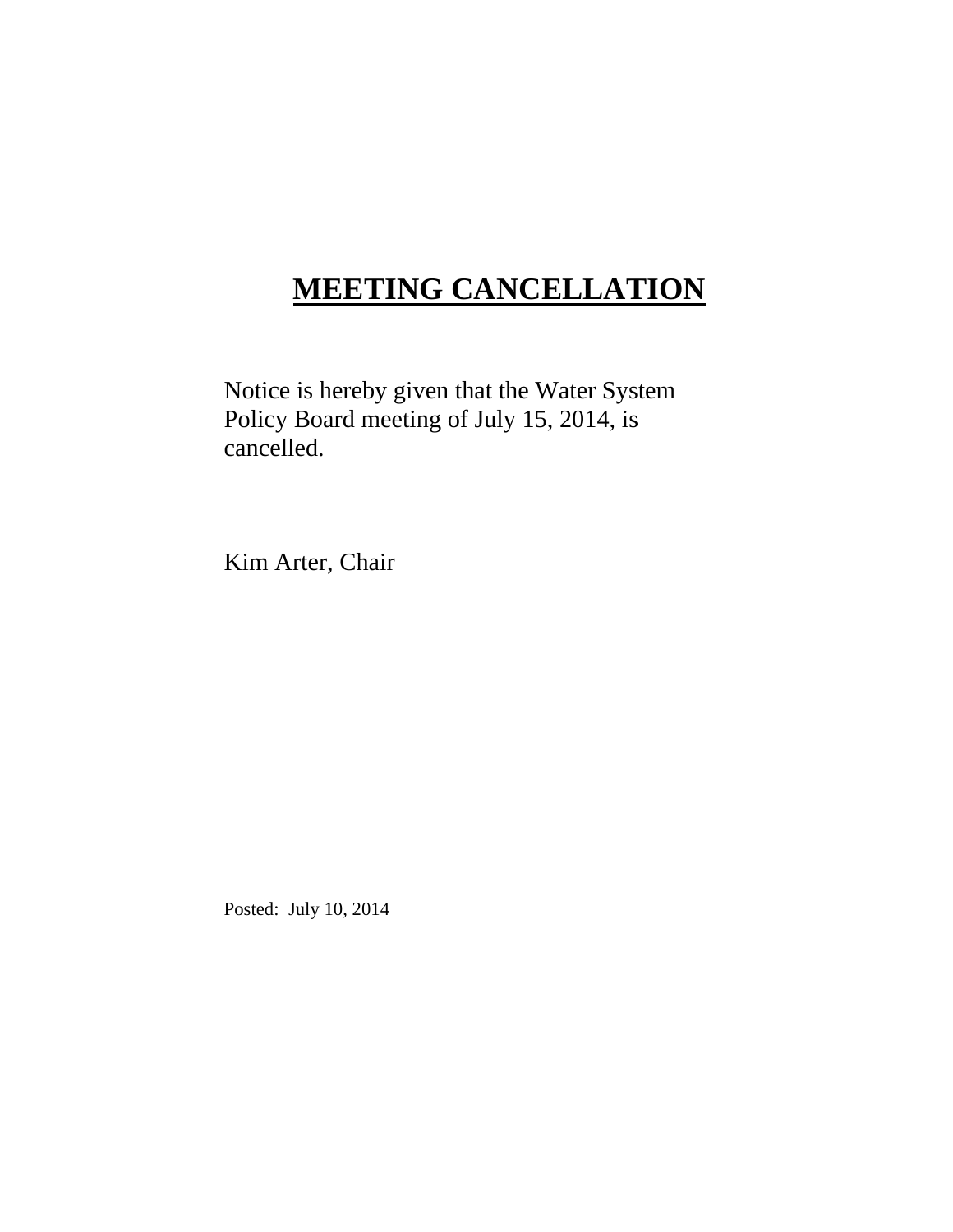# <u>MEETING CANCELLATION</u>

Notice is hereby given that the Water System Policy Board meeting of July 15, 2014, is cancelled.

Kim Arter, Chair

Posted: July 10, 2014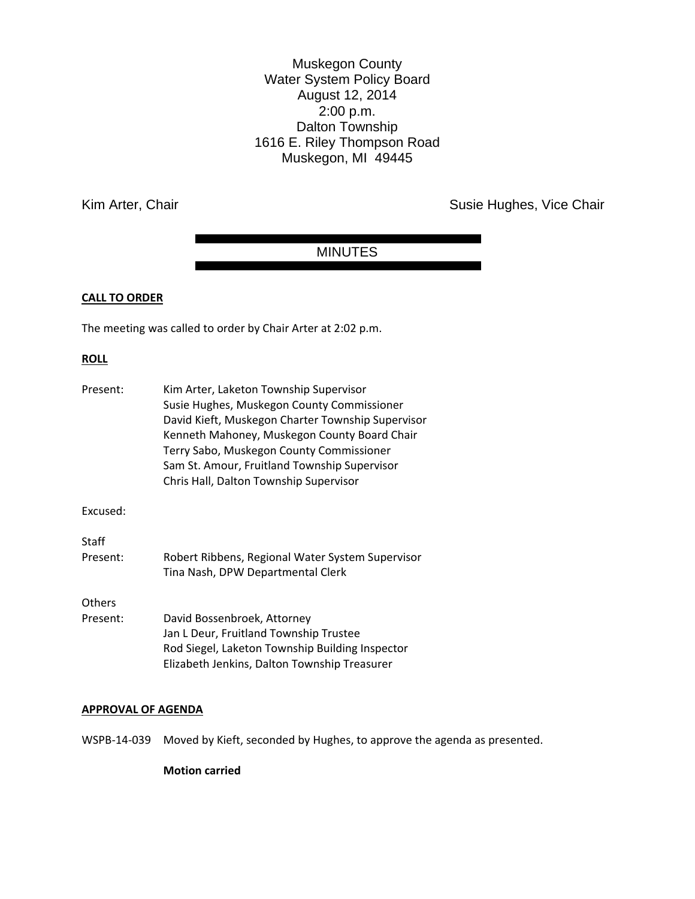Muskegon County
Water System Policy Board
August 12, 2014
2:00 p.m.
Dalton Township
1616 E. Riley Thompson Road
Muskegon, MI 49445

Kim Arter, Chair

Susie Hughes, Vice Chair

# MINUTES

**CALL TO ORDER**

The meeting was called to order by Chair Arter at 2:02 p.m.

**ROLL**

Present: Kim Arter, Laketon Township Supervisor
Susie Hughes, Muskegon County Commissioner
David Kieft, Muskegon Charter Township Supervisor
Kenneth Mahoney, Muskegon County Board Chair
Terry Sabo, Muskegon County Commissioner
Sam St. Amour, Fruitland Township Supervisor
Chris Hall, Dalton Township Supervisor

Excused:

Staff
Present: Robert Ribbens, Regional Water System Supervisor
Tina Nash, DPW Departmental Clerk

Others
Present: David Bossenbroek, Attorney
Jan L Deur, Fruitland Township Trustee
Rod Siegel, Laketon Township Building Inspector
Elizabeth Jenkins, Dalton Township Treasurer

**APPROVAL OF AGENDA**

WSPB-14-039 Moved by Kieft, seconded by Hughes, to approve the agenda as presented.

**Motion carried**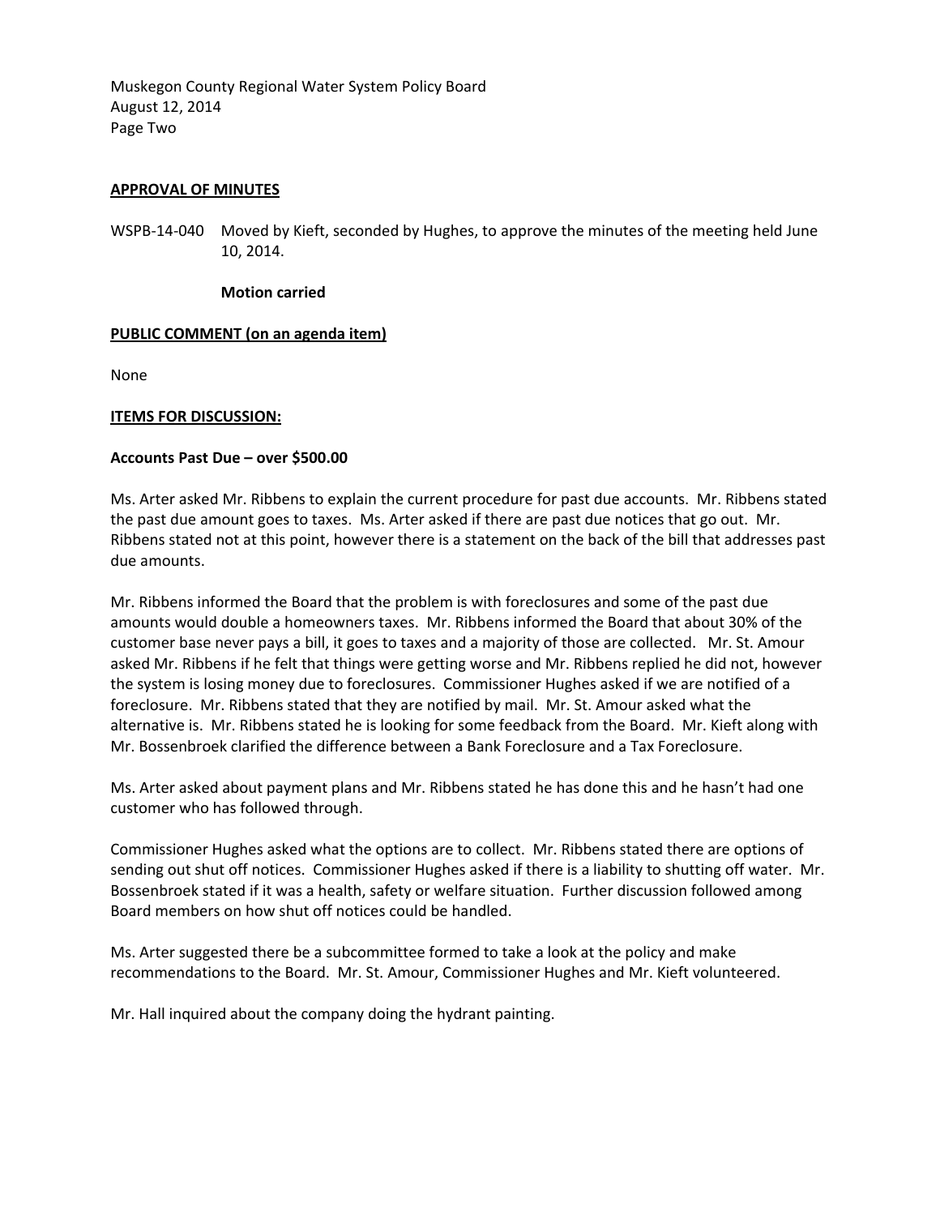Muskegon County Regional Water System Policy Board
August 12, 2014
Page Two

**APPROVAL OF MINUTES**

WSPB-14-040 Moved by Kieft, seconded by Hughes, to approve the minutes of the meeting held June 10, 2014.

**Motion carried**

**PUBLIC COMMENT (on an agenda item)**

None

**ITEMS FOR DISCUSSION:**

**Accounts Past Due – over $500.00**

Ms. Arter asked Mr. Ribbens to explain the current procedure for past due accounts. Mr. Ribbens stated the past due amount goes to taxes. Ms. Arter asked if there are past due notices that go out. Mr. Ribbens stated not at this point, however there is a statement on the back of the bill that addresses past due amounts.

Mr. Ribbens informed the Board that the problem is with foreclosures and some of the past due amounts would double a homeowners taxes. Mr. Ribbens informed the Board that about 30% of the customer base never pays a bill, it goes to taxes and a majority of those are collected. Mr. St. Amour asked Mr. Ribbens if he felt that things were getting worse and Mr. Ribbens replied he did not, however the system is losing money due to foreclosures. Commissioner Hughes asked if we are notified of a foreclosure. Mr. Ribbens stated that they are notified by mail. Mr. St. Amour asked what the alternative is. Mr. Ribbens stated he is looking for some feedback from the Board. Mr. Kieft along with Mr. Bossenbroek clarified the difference between a Bank Foreclosure and a Tax Foreclosure.

Ms. Arter asked about payment plans and Mr. Ribbens stated he has done this and he hasn't had one customer who has followed through.

Commissioner Hughes asked what the options are to collect. Mr. Ribbens stated there are options of sending out shut off notices. Commissioner Hughes asked if there is a liability to shutting off water. Mr. Bossenbroek stated if it was a health, safety or welfare situation. Further discussion followed among Board members on how shut off notices could be handled.

Ms. Arter suggested there be a subcommittee formed to take a look at the policy and make recommendations to the Board. Mr. St. Amour, Commissioner Hughes and Mr. Kieft volunteered.

Mr. Hall inquired about the company doing the hydrant painting.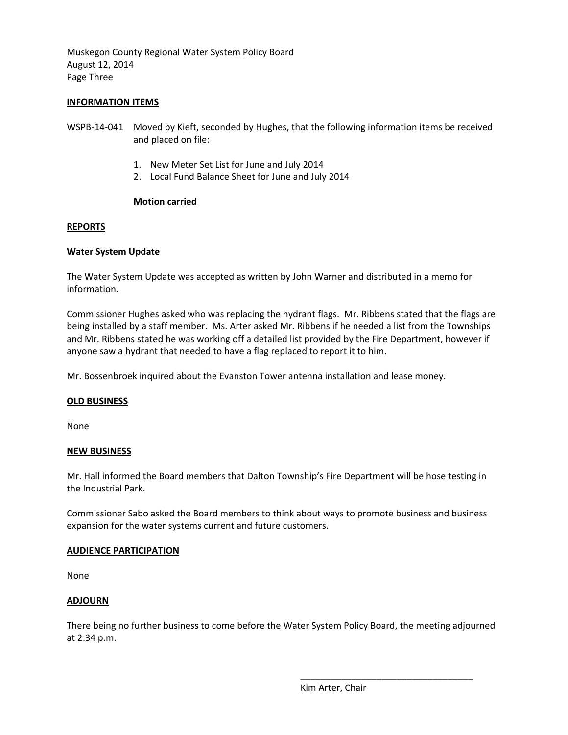Muskegon County Regional Water System Policy Board
August 12, 2014
Page Three

**INFORMATION ITEMS**

WSPB-14-041 Moved by Kieft, seconded by Hughes, that the following information items be received and placed on file:

1. New Meter Set List for June and July 2014
2. Local Fund Balance Sheet for June and July 2014

**Motion carried**

**REPORTS**

**Water System Update**

The Water System Update was accepted as written by John Warner and distributed in a memo for information.

Commissioner Hughes asked who was replacing the hydrant flags. Mr. Ribbens stated that the flags are being installed by a staff member. Ms. Arter asked Mr. Ribbens if he needed a list from the Townships and Mr. Ribbens stated he was working off a detailed list provided by the Fire Department, however if anyone saw a hydrant that needed to have a flag replaced to report it to him.

Mr. Bossenbroek inquired about the Evanston Tower antenna installation and lease money.

**OLD BUSINESS**

None

**NEW BUSINESS**

Mr. Hall informed the Board members that Dalton Township's Fire Department will be hose testing in the Industrial Park.

Commissioner Sabo asked the Board members to think about ways to promote business and business expansion for the water systems current and future customers.

**AUDIENCE PARTICIPATION**

None

**ADJOURN**

There being no further business to come before the Water System Policy Board, the meeting adjourned at 2:34 p.m.

\_\_\_\_\_\_\_\_\_\_\_\_\_\_\_\_\_\_\_\_\_\_\_\_\_\_\_\_\_\_\_\_\_\_\_

Kim Arter, Chair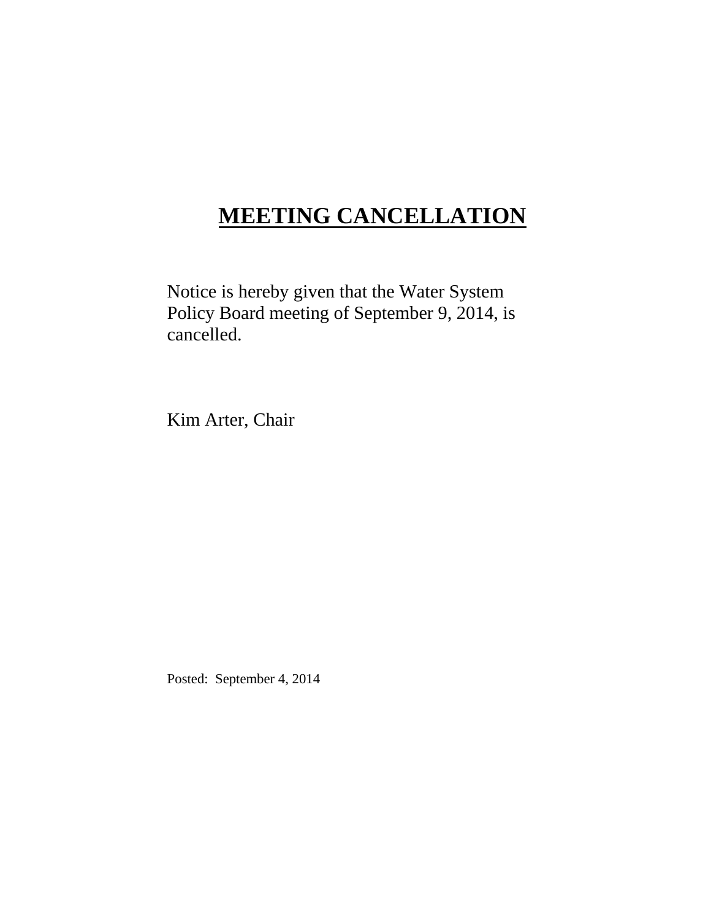# <u>MEETING CANCELLATION</u>

Notice is hereby given that the Water System Policy Board meeting of September 9, 2014, is cancelled.

Kim Arter, Chair

Posted: September 4, 2014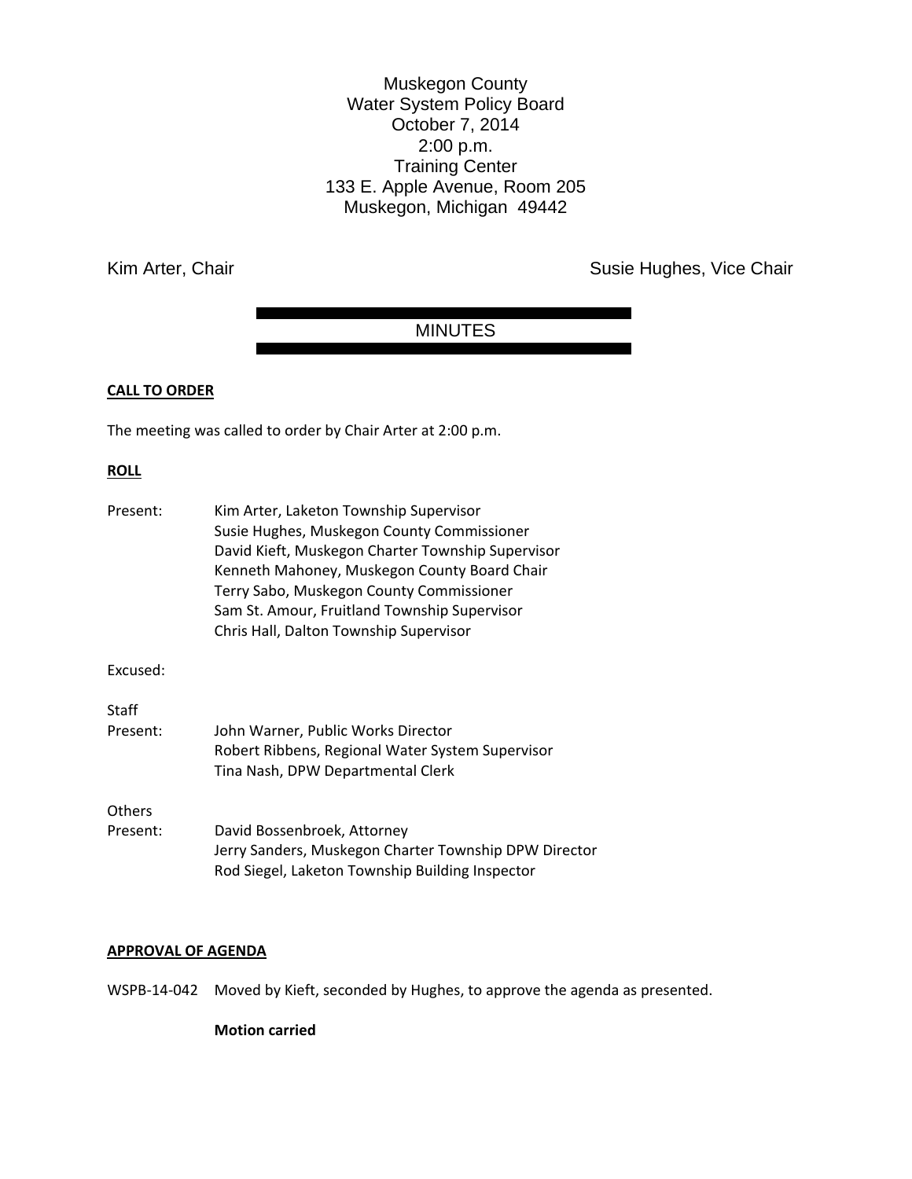Muskegon County
Water System Policy Board
October 7, 2014
2:00 p.m.
Training Center
133 E. Apple Avenue, Room 205
Muskegon, Michigan 49442

Kim Arter, Chair | Susie Hughes, Vice Chair

# MINUTES

**CALL TO ORDER**

The meeting was called to order by Chair Arter at 2:00 p.m.

**ROLL**

Present: Kim Arter, Laketon Township Supervisor
Susie Hughes, Muskegon County Commissioner
David Kieft, Muskegon Charter Township Supervisor
Kenneth Mahoney, Muskegon County Board Chair
Terry Sabo, Muskegon County Commissioner
Sam St. Amour, Fruitland Township Supervisor
Chris Hall, Dalton Township Supervisor

Excused:

Staff Present: John Warner, Public Works Director
Robert Ribbens, Regional Water System Supervisor
Tina Nash, DPW Departmental Clerk

Others Present: David Bossenbroek, Attorney
Jerry Sanders, Muskegon Charter Township DPW Director
Rod Siegel, Laketon Township Building Inspector

**APPROVAL OF AGENDA**

WSPB-14-042 Moved by Kieft, seconded by Hughes, to approve the agenda as presented.

**Motion carried**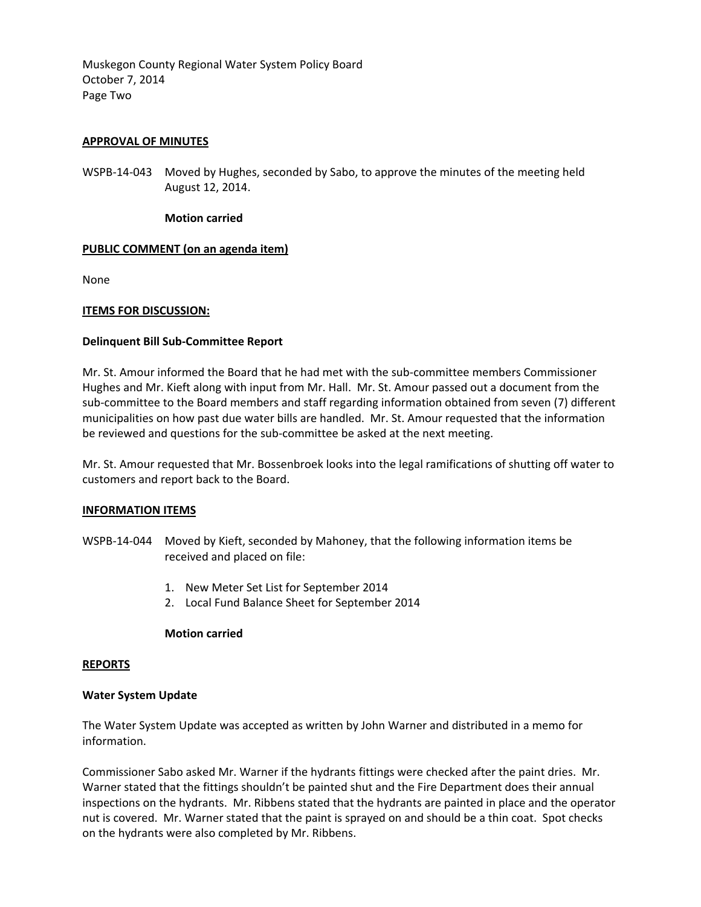**APPROVAL OF MINUTES**

WSPB-14-043 Moved by Hughes, seconded by Sabo, to approve the minutes of the meeting held August 12, 2014.

**Motion carried**

**PUBLIC COMMENT (on an agenda item)**

None

**ITEMS FOR DISCUSSION:**

**Delinquent Bill Sub-Committee Report**

Mr. St. Amour informed the Board that he had met with the sub-committee members Commissioner Hughes and Mr. Kieft along with input from Mr. Hall. Mr. St. Amour passed out a document from the sub-committee to the Board members and staff regarding information obtained from seven (7) different municipalities on how past due water bills are handled. Mr. St. Amour requested that the information be reviewed and questions for the sub-committee be asked at the next meeting.

Mr. St. Amour requested that Mr. Bossenbroek looks into the legal ramifications of shutting off water to customers and report back to the Board.

**INFORMATION ITEMS**

WSPB-14-044 Moved by Kieft, seconded by Mahoney, that the following information items be received and placed on file:

1. New Meter Set List for September 2014
2. Local Fund Balance Sheet for September 2014

**Motion carried**

**REPORTS**

**Water System Update**

The Water System Update was accepted as written by John Warner and distributed in a memo for information.

Commissioner Sabo asked Mr. Warner if the hydrants fittings were checked after the paint dries. Mr. Warner stated that the fittings shouldn't be painted shut and the Fire Department does their annual inspections on the hydrants. Mr. Ribbens stated that the hydrants are painted in place and the operator nut is covered. Mr. Warner stated that the paint is sprayed on and should be a thin coat. Spot checks on the hydrants were also completed by Mr. Ribbens.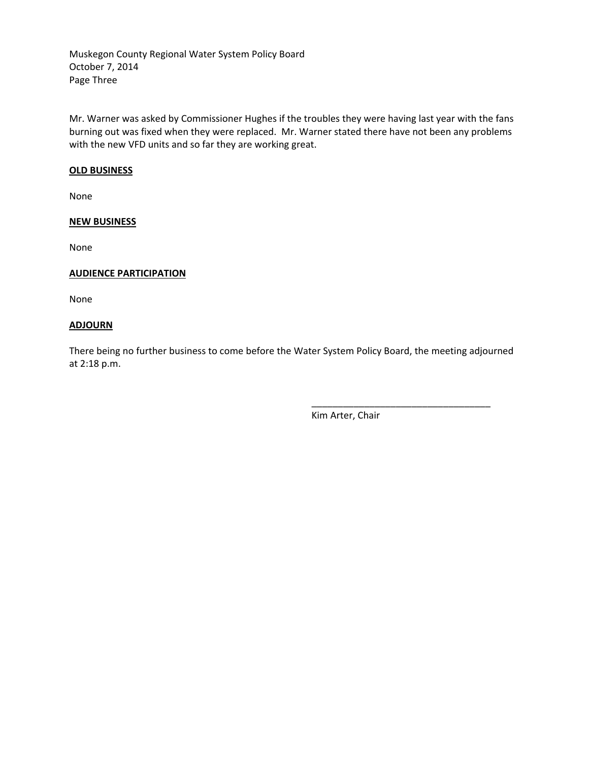Mr. Warner was asked by Commissioner Hughes if the troubles they were having last year with the fans burning out was fixed when they were replaced. Mr. Warner stated there have not been any problems with the new VFD units and so far they are working great.

**OLD BUSINESS**

None

**NEW BUSINESS**

None

**AUDIENCE PARTICIPATION**

None

**ADJOURN**

There being no further business to come before the Water System Policy Board, the meeting adjourned at 2:18 p.m.

___________________________________
Kim Arter, Chair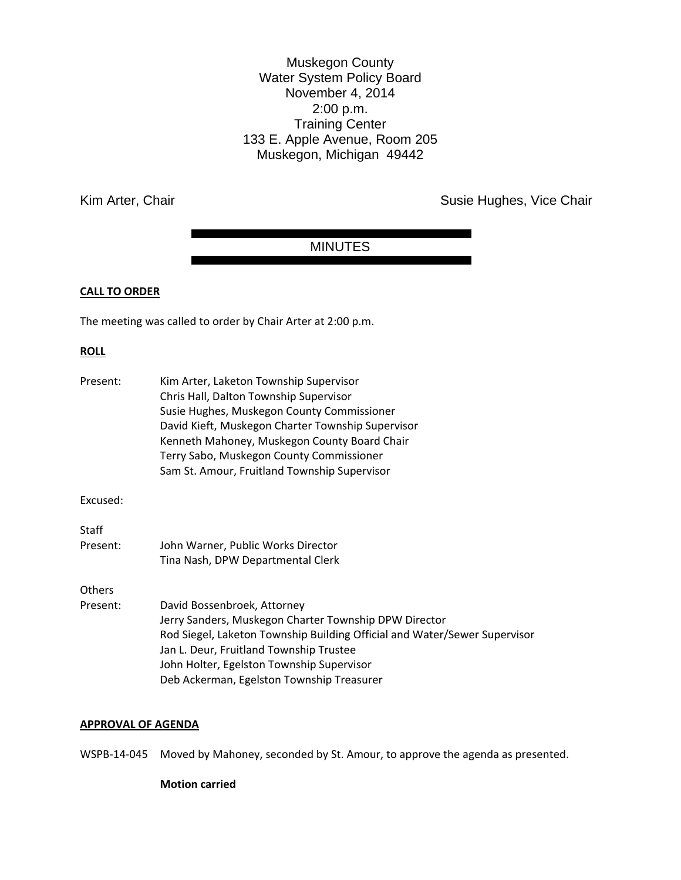Muskegon County
Water System Policy Board
November 4, 2014
2:00 p.m.
Training Center
133 E. Apple Avenue, Room 205
Muskegon, Michigan 49442

Kim Arter, Chair — Susie Hughes, Vice Chair

## MINUTES

**CALL TO ORDER**

The meeting was called to order by Chair Arter at 2:00 p.m.

**ROLL**

Present:
- Kim Arter, Laketon Township Supervisor
- Chris Hall, Dalton Township Supervisor
- Susie Hughes, Muskegon County Commissioner
- David Kieft, Muskegon Charter Township Supervisor
- Kenneth Mahoney, Muskegon County Board Chair
- Terry Sabo, Muskegon County Commissioner
- Sam St. Amour, Fruitland Township Supervisor

Excused:

Staff Present:
- John Warner, Public Works Director
- Tina Nash, DPW Departmental Clerk

Others Present:
- David Bossenbroek, Attorney
- Jerry Sanders, Muskegon Charter Township DPW Director
- Rod Siegel, Laketon Township Building Official and Water/Sewer Supervisor
- Jan L. Deur, Fruitland Township Trustee
- John Holter, Egelston Township Supervisor
- Deb Ackerman, Egelston Township Treasurer

**APPROVAL OF AGENDA**

WSPB-14-045 Moved by Mahoney, seconded by St. Amour, to approve the agenda as presented.

**Motion carried**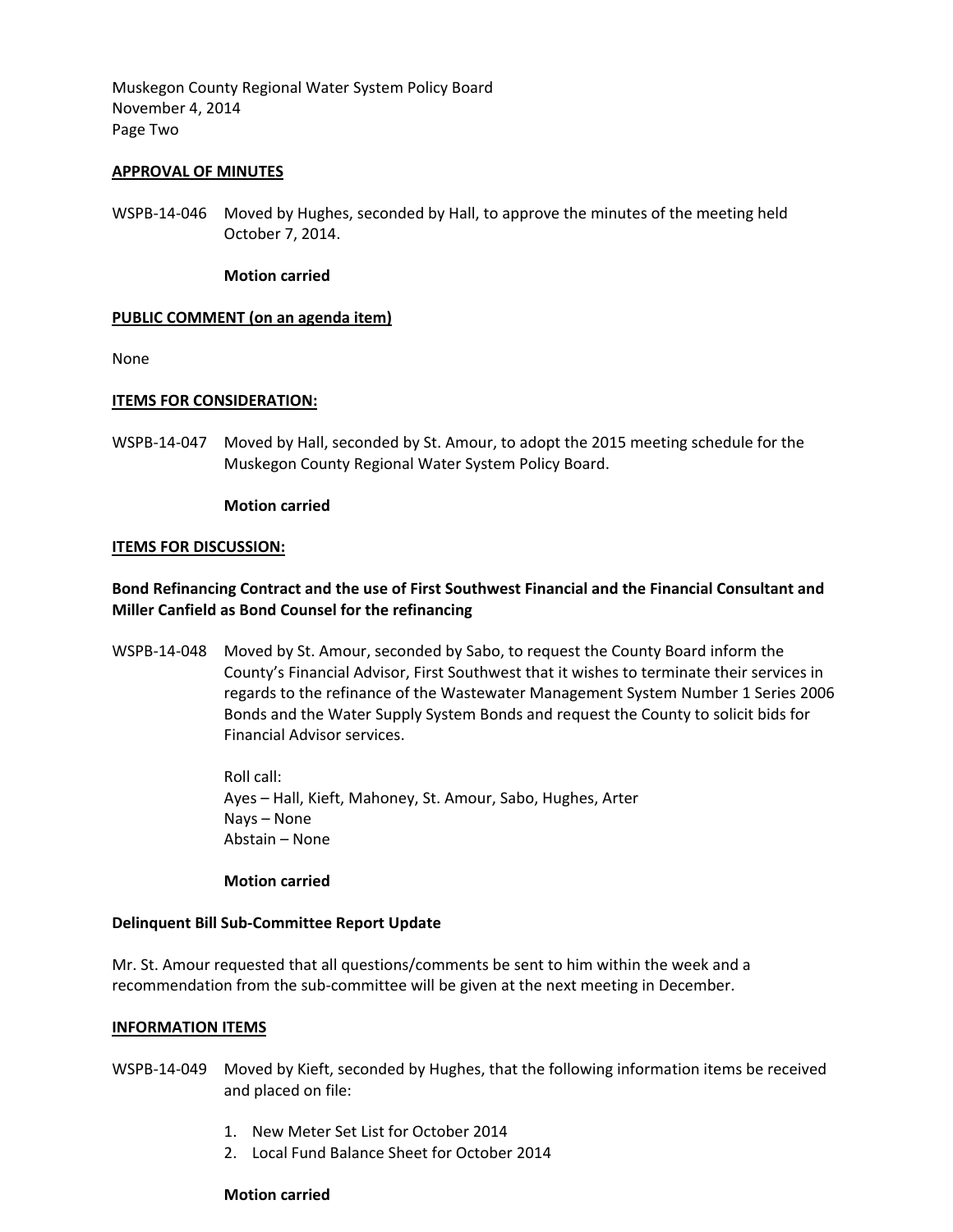**APPROVAL OF MINUTES**

WSPB-14-046 Moved by Hughes, seconded by Hall, to approve the minutes of the meeting held October 7, 2014.

**Motion carried**

**PUBLIC COMMENT (on an agenda item)**

None

**ITEMS FOR CONSIDERATION:**

WSPB-14-047 Moved by Hall, seconded by St. Amour, to adopt the 2015 meeting schedule for the Muskegon County Regional Water System Policy Board.

**Motion carried**

**ITEMS FOR DISCUSSION:**

**Bond Refinancing Contract and the use of First Southwest Financial and the Financial Consultant and Miller Canfield as Bond Counsel for the refinancing**

WSPB-14-048 Moved by St. Amour, seconded by Sabo, to request the County Board inform the County's Financial Advisor, First Southwest that it wishes to terminate their services in regards to the refinance of the Wastewater Management System Number 1 Series 2006 Bonds and the Water Supply System Bonds and request the County to solicit bids for Financial Advisor services.

Roll call:
Ayes – Hall, Kieft, Mahoney, St. Amour, Sabo, Hughes, Arter
Nays – None
Abstain – None

**Motion carried**

**Delinquent Bill Sub-Committee Report Update**

Mr. St. Amour requested that all questions/comments be sent to him within the week and a recommendation from the sub-committee will be given at the next meeting in December.

**INFORMATION ITEMS**

WSPB-14-049 Moved by Kieft, seconded by Hughes, that the following information items be received and placed on file:

1. New Meter Set List for October 2014
2. Local Fund Balance Sheet for October 2014

**Motion carried**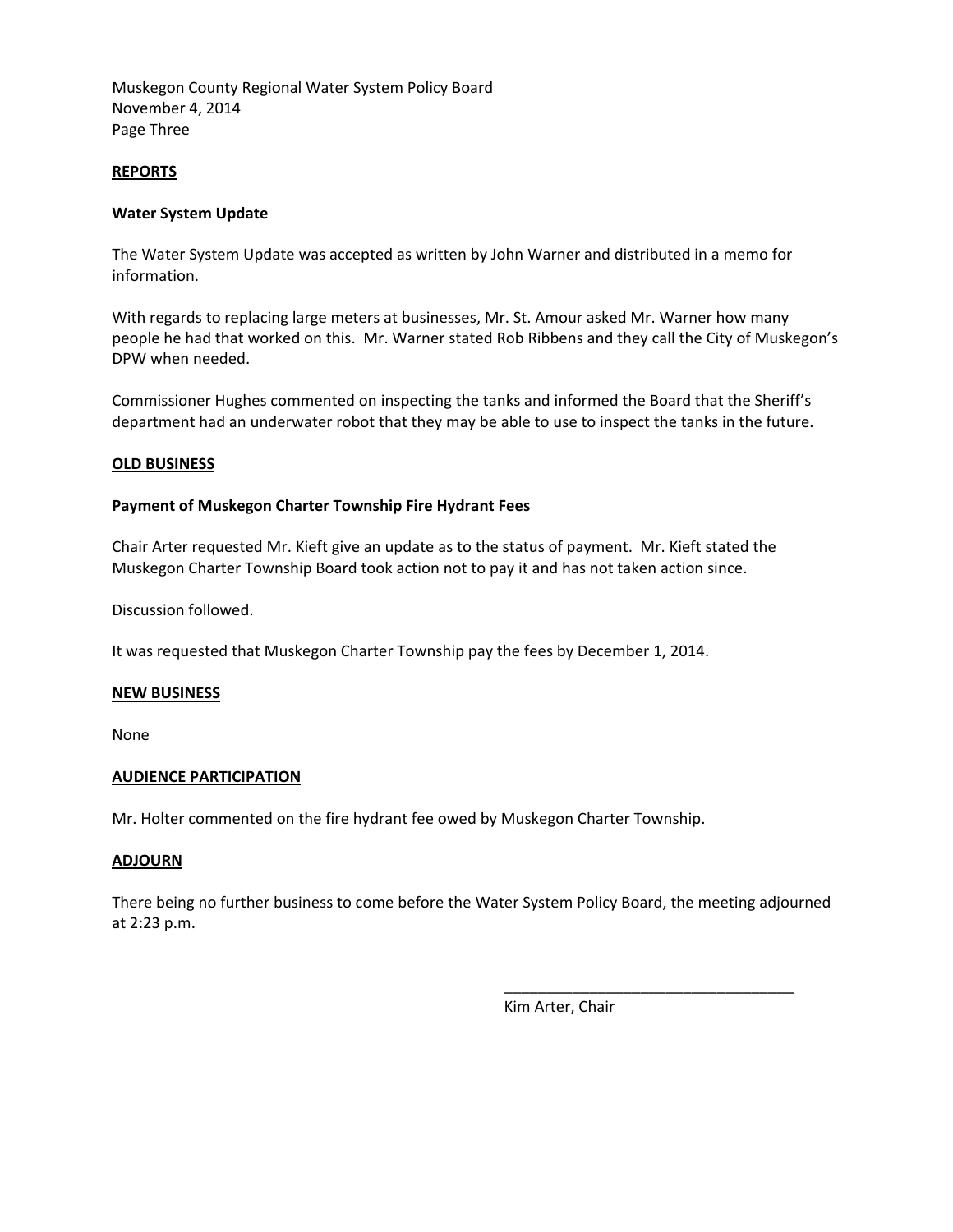## REPORTS

### Water System Update

The Water System Update was accepted as written by John Warner and distributed in a memo for information.

With regards to replacing large meters at businesses, Mr. St. Amour asked Mr. Warner how many people he had that worked on this. Mr. Warner stated Rob Ribbens and they call the City of Muskegon's DPW when needed.

Commissioner Hughes commented on inspecting the tanks and informed the Board that the Sheriff's department had an underwater robot that they may be able to use to inspect the tanks in the future.

## OLD BUSINESS

### Payment of Muskegon Charter Township Fire Hydrant Fees

Chair Arter requested Mr. Kieft give an update as to the status of payment. Mr. Kieft stated the Muskegon Charter Township Board took action not to pay it and has not taken action since.

Discussion followed.

It was requested that Muskegon Charter Township pay the fees by December 1, 2014.

## NEW BUSINESS

None

## AUDIENCE PARTICIPATION

Mr. Holter commented on the fire hydrant fee owed by Muskegon Charter Township.

## ADJOURN

There being no further business to come before the Water System Policy Board, the meeting adjourned at 2:23 p.m.

\_\_\_\_\_\_\_\_\_\_\_\_\_\_\_\_\_\_\_\_\_\_\_\_\_\_\_\_\_\_\_\_\_\_\_

Kim Arter, Chair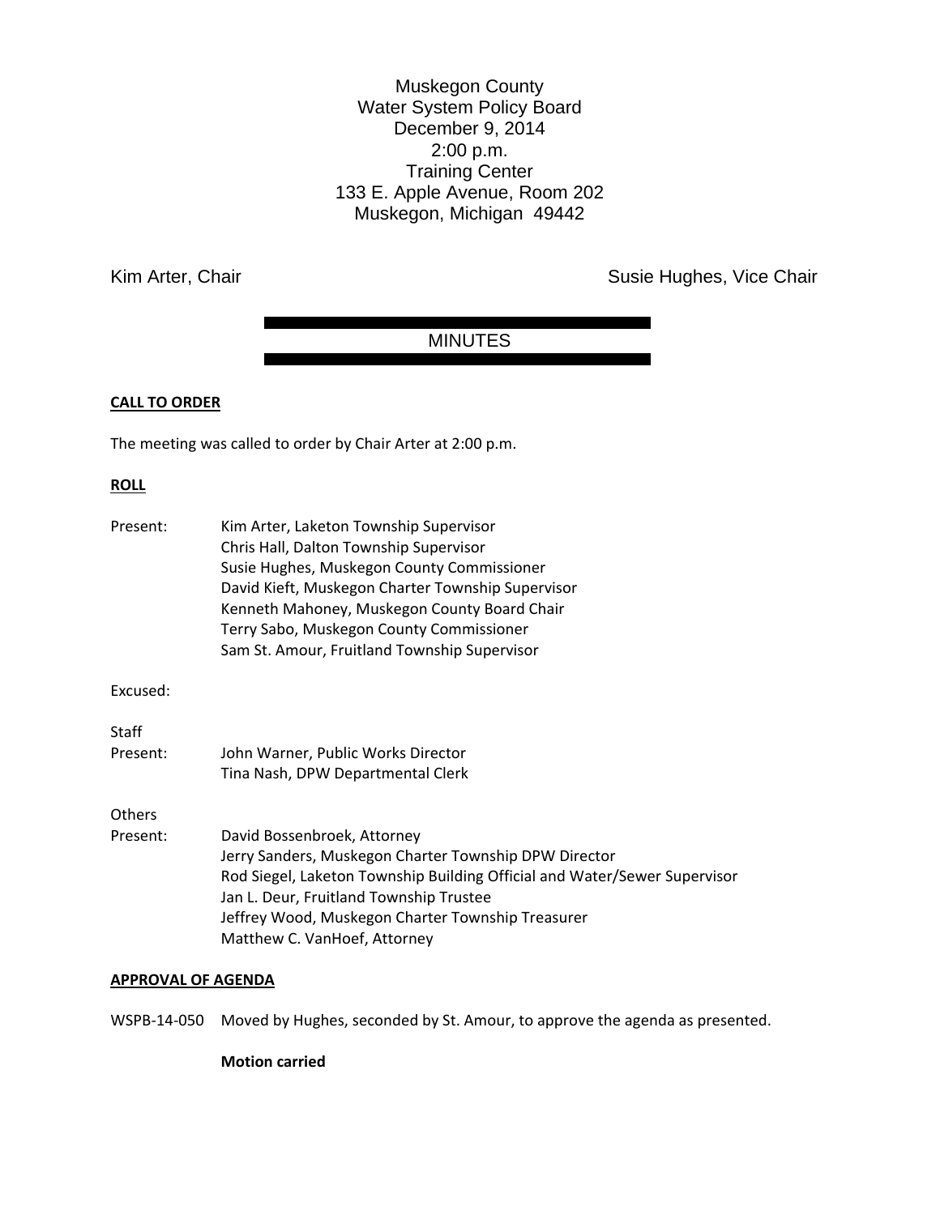Muskegon County
Water System Policy Board
December 9, 2014
2:00 p.m.
Training Center
133 E. Apple Avenue, Room 202
Muskegon, Michigan 49442

Kim Arter, Chair

Susie Hughes, Vice Chair

# MINUTES

**CALL TO ORDER**

The meeting was called to order by Chair Arter at 2:00 p.m.

**ROLL**

Present: Kim Arter, Laketon Township Supervisor
Chris Hall, Dalton Township Supervisor
Susie Hughes, Muskegon County Commissioner
David Kieft, Muskegon Charter Township Supervisor
Kenneth Mahoney, Muskegon County Board Chair
Terry Sabo, Muskegon County Commissioner
Sam St. Amour, Fruitland Township Supervisor

Excused:

Staff Present: John Warner, Public Works Director
Tina Nash, DPW Departmental Clerk

Others Present: David Bossenbroek, Attorney
Jerry Sanders, Muskegon Charter Township DPW Director
Rod Siegel, Laketon Township Building Official and Water/Sewer Supervisor
Jan L. Deur, Fruitland Township Trustee
Jeffrey Wood, Muskegon Charter Township Treasurer
Matthew C. VanHoef, Attorney

**APPROVAL OF AGENDA**

WSPB-14-050 Moved by Hughes, seconded by St. Amour, to approve the agenda as presented.

**Motion carried**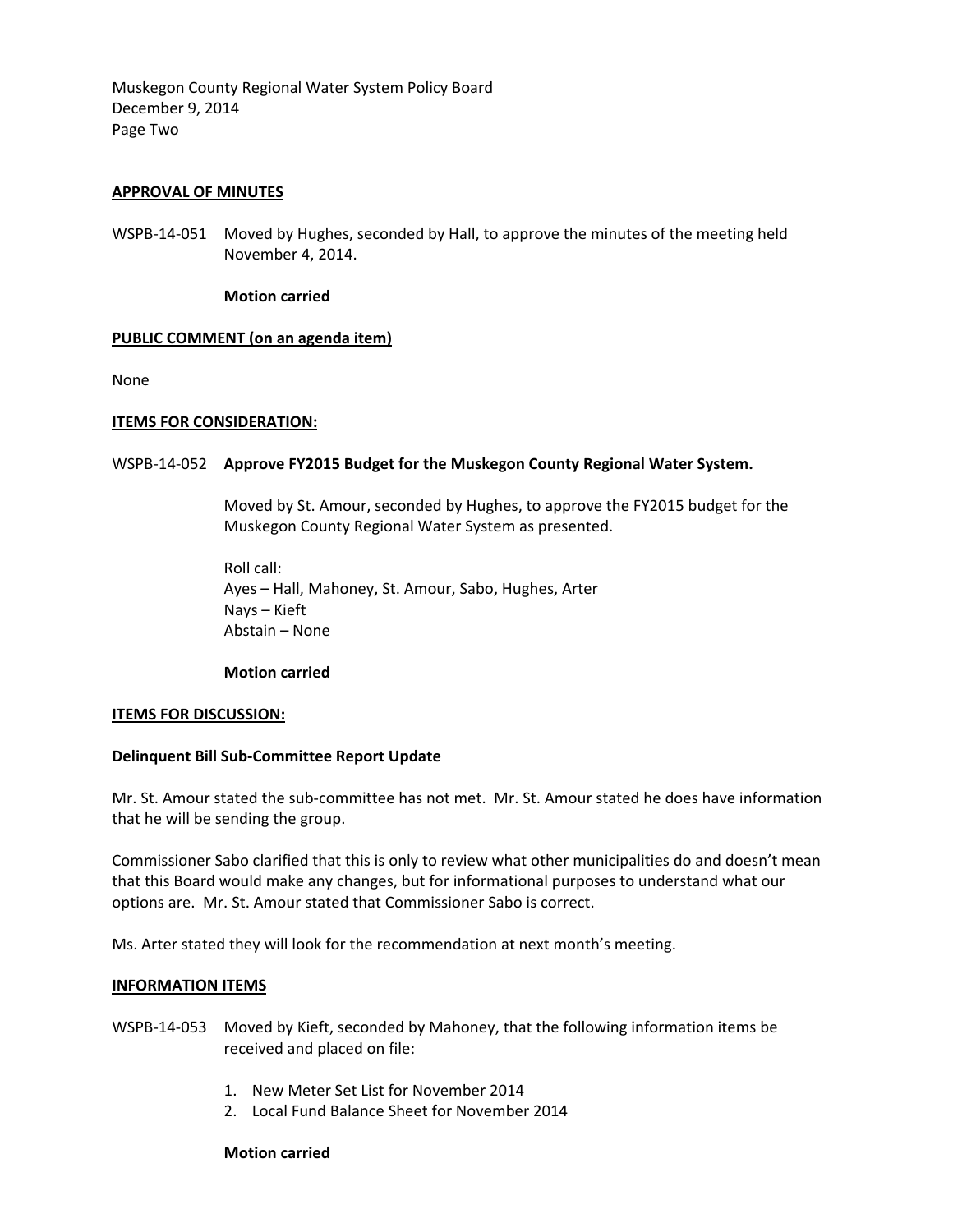## APPROVAL OF MINUTES

WSPB-14-051 Moved by Hughes, seconded by Hall, to approve the minutes of the meeting held November 4, 2014.

**Motion carried**

## PUBLIC COMMENT (on an agenda item)

None

## ITEMS FOR CONSIDERATION:

WSPB-14-052 **Approve FY2015 Budget for the Muskegon County Regional Water System.**

Moved by St. Amour, seconded by Hughes, to approve the FY2015 budget for the Muskegon County Regional Water System as presented.

Roll call:
Ayes – Hall, Mahoney, St. Amour, Sabo, Hughes, Arter
Nays – Kieft
Abstain – None

**Motion carried**

## ITEMS FOR DISCUSSION:

**Delinquent Bill Sub-Committee Report Update**

Mr. St. Amour stated the sub-committee has not met. Mr. St. Amour stated he does have information that he will be sending the group.

Commissioner Sabo clarified that this is only to review what other municipalities do and doesn't mean that this Board would make any changes, but for informational purposes to understand what our options are. Mr. St. Amour stated that Commissioner Sabo is correct.

Ms. Arter stated they will look for the recommendation at next month's meeting.

## INFORMATION ITEMS

WSPB-14-053 Moved by Kieft, seconded by Mahoney, that the following information items be received and placed on file:

1. New Meter Set List for November 2014
2. Local Fund Balance Sheet for November 2014

**Motion carried**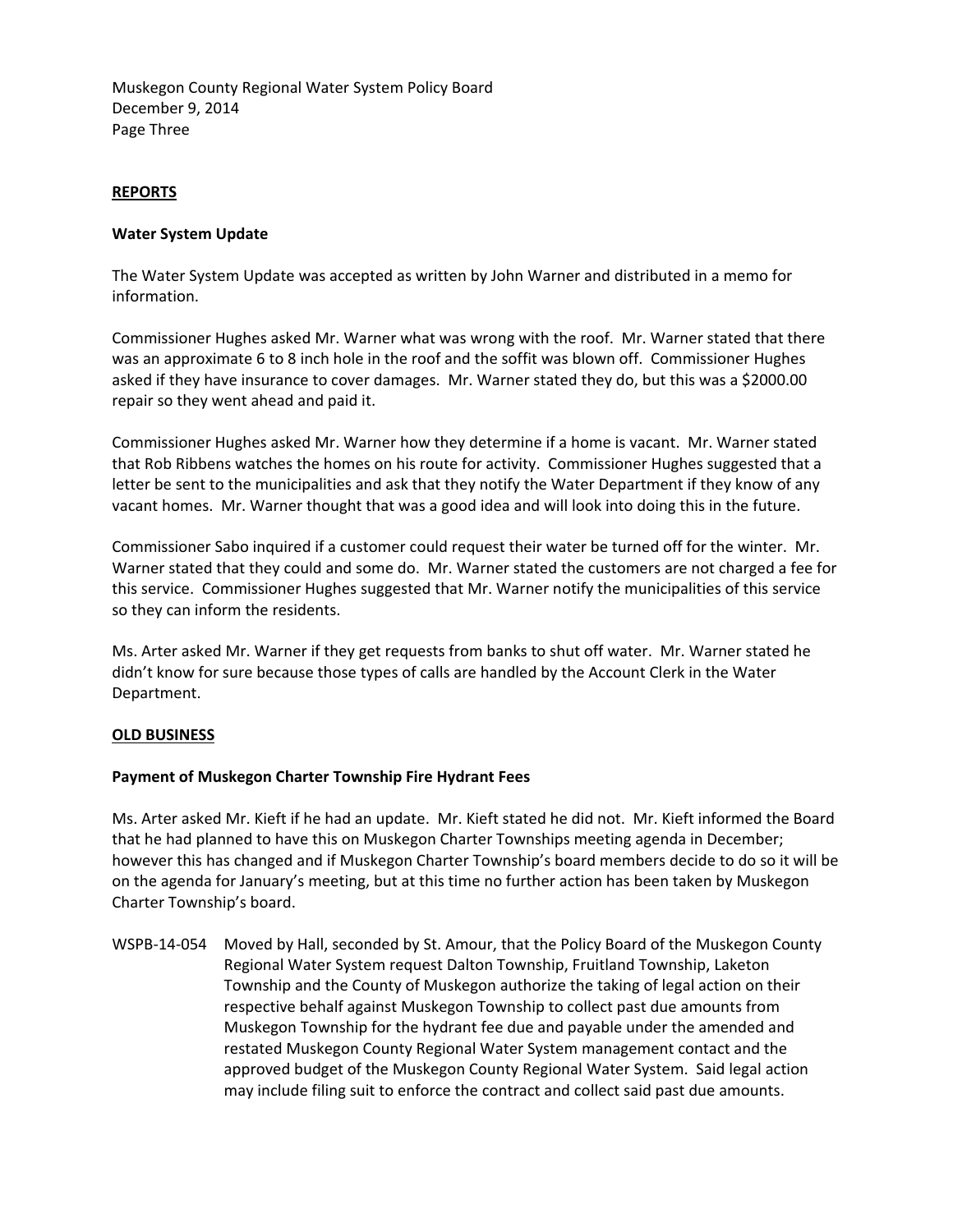## REPORTS

### Water System Update

The Water System Update was accepted as written by John Warner and distributed in a memo for information.

Commissioner Hughes asked Mr. Warner what was wrong with the roof. Mr. Warner stated that there was an approximate 6 to 8 inch hole in the roof and the soffit was blown off. Commissioner Hughes asked if they have insurance to cover damages. Mr. Warner stated they do, but this was a $2000.00 repair so they went ahead and paid it.

Commissioner Hughes asked Mr. Warner how they determine if a home is vacant. Mr. Warner stated that Rob Ribbens watches the homes on his route for activity. Commissioner Hughes suggested that a letter be sent to the municipalities and ask that they notify the Water Department if they know of any vacant homes. Mr. Warner thought that was a good idea and will look into doing this in the future.

Commissioner Sabo inquired if a customer could request their water be turned off for the winter. Mr. Warner stated that they could and some do. Mr. Warner stated the customers are not charged a fee for this service. Commissioner Hughes suggested that Mr. Warner notify the municipalities of this service so they can inform the residents.

Ms. Arter asked Mr. Warner if they get requests from banks to shut off water. Mr. Warner stated he didn't know for sure because those types of calls are handled by the Account Clerk in the Water Department.

## OLD BUSINESS

### Payment of Muskegon Charter Township Fire Hydrant Fees

Ms. Arter asked Mr. Kieft if he had an update. Mr. Kieft stated he did not. Mr. Kieft informed the Board that he had planned to have this on Muskegon Charter Townships meeting agenda in December; however this has changed and if Muskegon Charter Township's board members decide to do so it will be on the agenda for January's meeting, but at this time no further action has been taken by Muskegon Charter Township's board.

WSPB-14-054 Moved by Hall, seconded by St. Amour, that the Policy Board of the Muskegon County Regional Water System request Dalton Township, Fruitland Township, Laketon Township and the County of Muskegon authorize the taking of legal action on their respective behalf against Muskegon Township to collect past due amounts from Muskegon Township for the hydrant fee due and payable under the amended and restated Muskegon County Regional Water System management contact and the approved budget of the Muskegon County Regional Water System. Said legal action may include filing suit to enforce the contract and collect said past due amounts.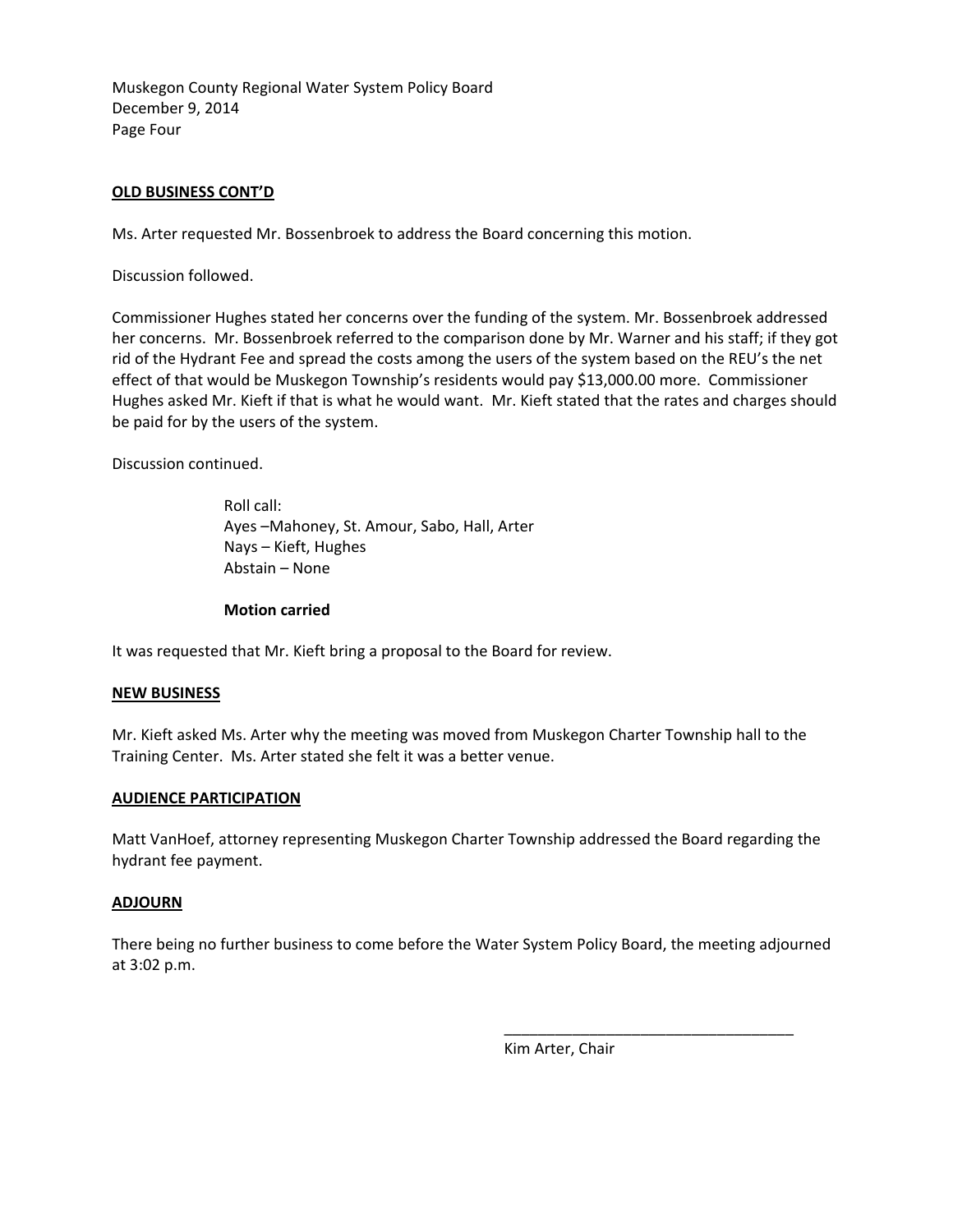Muskegon County Regional Water System Policy Board
December 9, 2014
Page Four

**OLD BUSINESS CONT'D**

Ms. Arter requested Mr. Bossenbroek to address the Board concerning this motion.

Discussion followed.

Commissioner Hughes stated her concerns over the funding of the system. Mr. Bossenbroek addressed her concerns. Mr. Bossenbroek referred to the comparison done by Mr. Warner and his staff; if they got rid of the Hydrant Fee and spread the costs among the users of the system based on the REU's the net effect of that would be Muskegon Township's residents would pay $13,000.00 more. Commissioner Hughes asked Mr. Kieft if that is what he would want. Mr. Kieft stated that the rates and charges should be paid for by the users of the system.

Discussion continued.

> Roll call:
> Ayes –Mahoney, St. Amour, Sabo, Hall, Arter
> Nays – Kieft, Hughes
> Abstain – None
>
> **Motion carried**

It was requested that Mr. Kieft bring a proposal to the Board for review.

**NEW BUSINESS**

Mr. Kieft asked Ms. Arter why the meeting was moved from Muskegon Charter Township hall to the Training Center. Ms. Arter stated she felt it was a better venue.

**AUDIENCE PARTICIPATION**

Matt VanHoef, attorney representing Muskegon Charter Township addressed the Board regarding the hydrant fee payment.

**ADJOURN**

There being no further business to come before the Water System Policy Board, the meeting adjourned at 3:02 p.m.

\_\_\_\_\_\_\_\_\_\_\_\_\_\_\_\_\_\_\_\_\_\_\_\_\_\_\_\_\_\_\_\_\_\_\_
Kim Arter, Chair